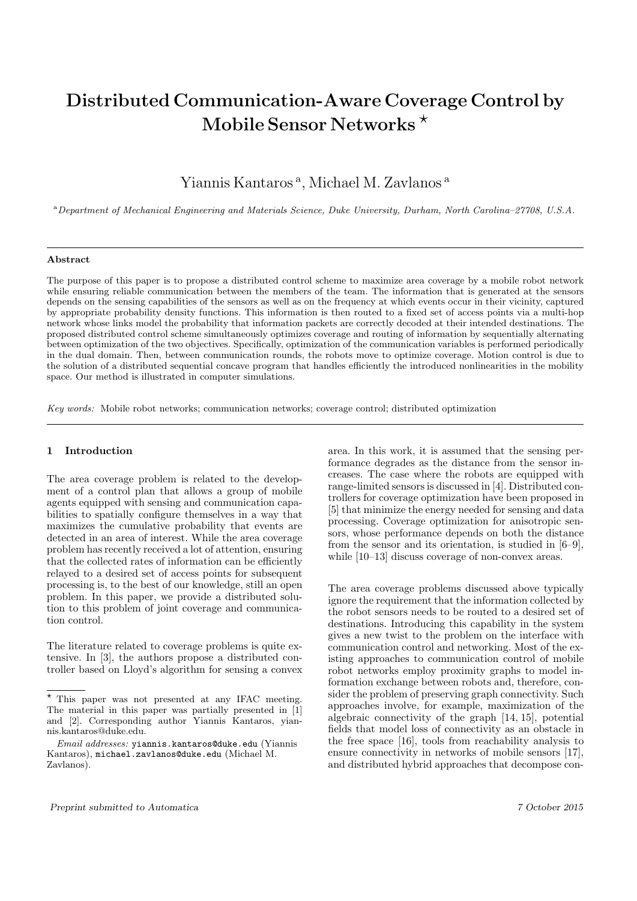# Distributed Communication-Aware Coverage Control by Mobile Sensor Networks ⋆

Yiannis Kantaros [a], Michael M. Zavlanos [a]

[a] *Department of Mechanical Engineering and Materials Science, Duke University, Durham, North Carolina–27708, U.S.A.*

---

**Abstract**

The purpose of this paper is to propose a distributed control scheme to maximize area coverage by a mobile robot network while ensuring reliable communication between the members of the team. The information that is generated at the sensors depends on the sensing capabilities of the sensors as well as on the frequency at which events occur in their vicinity, captured by appropriate probability density functions. This information is then routed to a fixed set of access points via a multi-hop network whose links model the probability that information packets are correctly decoded at their intended destinations. The proposed distributed control scheme simultaneously optimizes coverage and routing of information by sequentially alternating between optimization of the two objectives. Specifically, optimization of the communication variables is performed periodically in the dual domain. Then, between communication rounds, the robots move to optimize coverage. Motion control is due to the solution of a distributed sequential concave program that handles efficiently the introduced nonlinearities in the mobility space. Our method is illustrated in computer simulations.

*Key words:* Mobile robot networks; communication networks; coverage control; distributed optimization

---

## 1 Introduction

The area coverage problem is related to the development of a control plan that allows a group of mobile agents equipped with sensing and communication capabilities to spatially configure themselves in a way that maximizes the cumulative probability that events are detected in an area of interest. While the area coverage problem has recently received a lot of attention, ensuring that the collected rates of information can be efficiently relayed to a desired set of access points for subsequent processing is, to the best of our knowledge, still an open problem. In this paper, we provide a distributed solution to this problem of joint coverage and communication control.

The literature related to coverage problems is quite extensive. In [3], the authors propose a distributed controller based on Lloyd's algorithm for sensing a convex area. In this work, it is assumed that the sensing performance degrades as the distance from the sensor increases. The case where the robots are equipped with range-limited sensors is discussed in [4]. Distributed controllers for coverage optimization have been proposed in [5] that minimize the energy needed for sensing and data processing. Coverage optimization for anisotropic sensors, whose performance depends on both the distance from the sensor and its orientation, is studied in [6–9], while [10–13] discuss coverage of non-convex areas.

The area coverage problems discussed above typically ignore the requirement that the information collected by the robot sensors needs to be routed to a desired set of destinations. Introducing this capability in the system gives a new twist to the problem on the interface with communication control and networking. Most of the existing approaches to communication control of mobile robot networks employ proximity graphs to model information exchange between robots and, therefore, consider the problem of preserving graph connectivity. Such approaches involve, for example, maximization of the algebraic connectivity of the graph [14, 15], potential fields that model loss of connectivity as an obstacle in the free space [16], tools from reachability analysis to ensure connectivity in networks of mobile sensors [17], and distributed hybrid approaches that decompose con-

---

⋆ This paper was not presented at any IFAC meeting. The material in this paper was partially presented in [1] and [2]. Corresponding author Yiannis Kantaros, yiannis.kantaros@duke.edu.

*Email addresses:* yiannis.kantaros@duke.edu (Yiannis Kantaros), michael.zavlanos@duke.edu (Michael M. Zavlanos).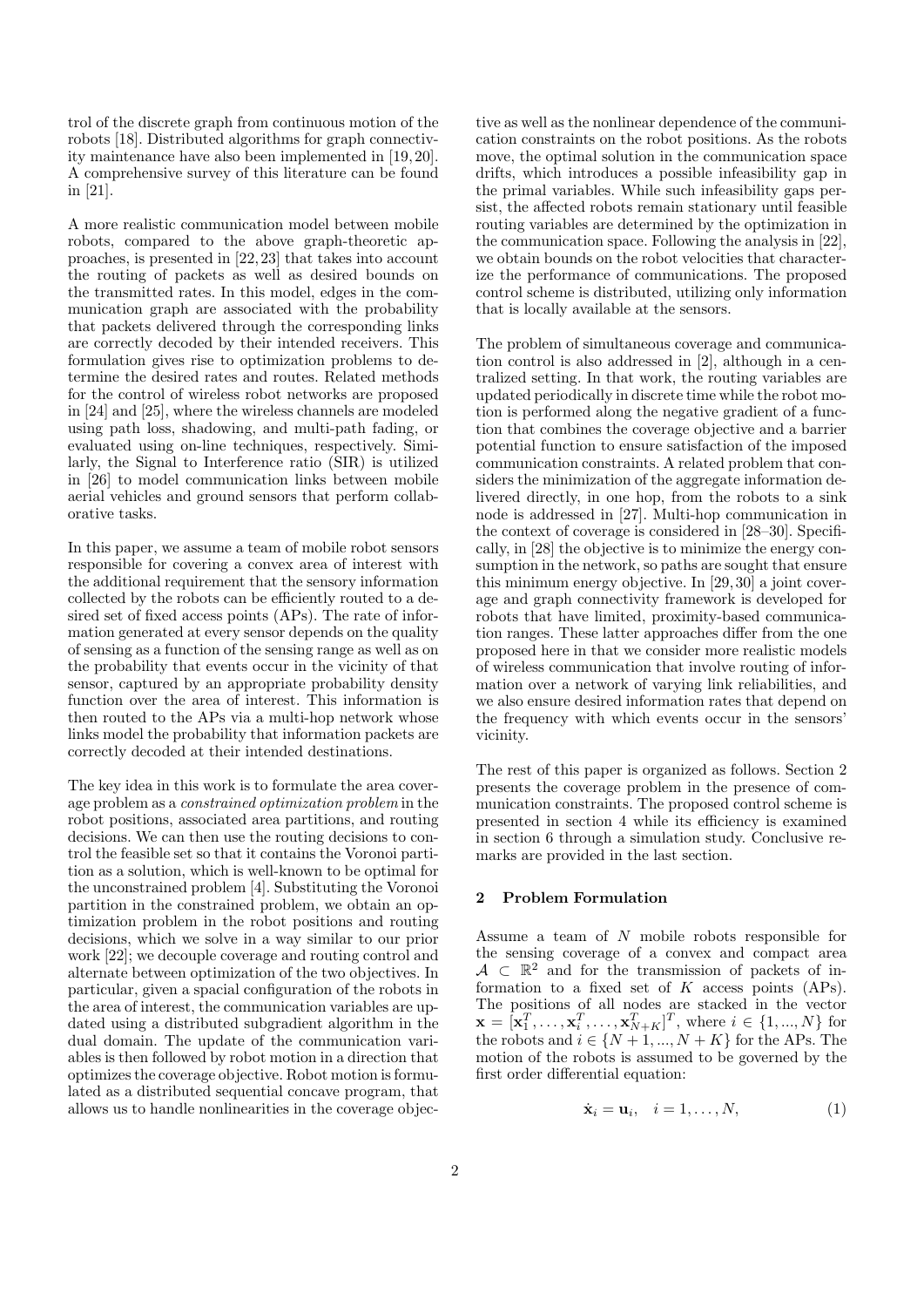trol of the discrete graph from continuous motion of the robots [18]. Distributed algorithms for graph connectivity maintenance have also been implemented in [19, 20]. A comprehensive survey of this literature can be found in [21].

A more realistic communication model between mobile robots, compared to the above graph-theoretic approaches, is presented in [22, 23] that takes into account the routing of packets as well as desired bounds on the transmitted rates. In this model, edges in the communication graph are associated with the probability that packets delivered through the corresponding links are correctly decoded by their intended receivers. This formulation gives rise to optimization problems to determine the desired rates and routes. Related methods for the control of wireless robot networks are proposed in [24] and [25], where the wireless channels are modeled using path loss, shadowing, and multi-path fading, or evaluated using on-line techniques, respectively. Similarly, the Signal to Interference ratio (SIR) is utilized in [26] to model communication links between mobile aerial vehicles and ground sensors that perform collaborative tasks.

In this paper, we assume a team of mobile robot sensors responsible for covering a convex area of interest with the additional requirement that the sensory information collected by the robots can be efficiently routed to a desired set of fixed access points (APs). The rate of information generated at every sensor depends on the quality of sensing as a function of the sensing range as well as on the probability that events occur in the vicinity of that sensor, captured by an appropriate probability density function over the area of interest. This information is then routed to the APs via a multi-hop network whose links model the probability that information packets are correctly decoded at their intended destinations.

The key idea in this work is to formulate the area coverage problem as a *constrained optimization problem* in the robot positions, associated area partitions, and routing decisions. We can then use the routing decisions to control the feasible set so that it contains the Voronoi partition as a solution, which is well-known to be optimal for the unconstrained problem [4]. Substituting the Voronoi partition in the constrained problem, we obtain an optimization problem in the robot positions and routing decisions, which we solve in a way similar to our prior work [22]; we decouple coverage and routing control and alternate between optimization of the two objectives. In particular, given a spacial configuration of the robots in the area of interest, the communication variables are updated using a distributed subgradient algorithm in the dual domain. The update of the communication variables is then followed by robot motion in a direction that optimizes the coverage objective. Robot motion is formulated as a distributed sequential concave program, that allows us to handle nonlinearities in the coverage objective as well as the nonlinear dependence of the communication constraints on the robot positions. As the robots move, the optimal solution in the communication space drifts, which introduces a possible infeasibility gap in the primal variables. While such infeasibility gaps persist, the affected robots remain stationary until feasible routing variables are determined by the optimization in the communication space. Following the analysis in [22], we obtain bounds on the robot velocities that characterize the performance of communications. The proposed control scheme is distributed, utilizing only information that is locally available at the sensors.

The problem of simultaneous coverage and communication control is also addressed in [2], although in a centralized setting. In that work, the routing variables are updated periodically in discrete time while the robot motion is performed along the negative gradient of a function that combines the coverage objective and a barrier potential function to ensure satisfaction of the imposed communication constraints. A related problem that considers the minimization of the aggregate information delivered directly, in one hop, from the robots to a sink node is addressed in [27]. Multi-hop communication in the context of coverage is considered in [28–30]. Specifically, in [28] the objective is to minimize the energy consumption in the network, so paths are sought that ensure this minimum energy objective. In [29, 30] a joint coverage and graph connectivity framework is developed for robots that have limited, proximity-based communication ranges. These latter approaches differ from the one proposed here in that we consider more realistic models of wireless communication that involve routing of information over a network of varying link reliabilities, and we also ensure desired information rates that depend on the frequency with which events occur in the sensors' vicinity.

The rest of this paper is organized as follows. Section 2 presents the coverage problem in the presence of communication constraints. The proposed control scheme is presented in section 4 while its efficiency is examined in section 6 through a simulation study. Conclusive remarks are provided in the last section.

## 2 Problem Formulation

Assume a team of $N$ mobile robots responsible for the sensing coverage of a convex and compact area $\mathcal{A} \subset \mathbb{R}^2$ and for the transmission of packets of information to a fixed set of $K$ access points (APs). The positions of all nodes are stacked in the vector $\mathbf{x} = [\mathbf{x}_1^T, \ldots, \mathbf{x}_i^T, \ldots, \mathbf{x}_{N+K}^T]^T$, where $i \in \{1, ..., N\}$ for the robots and $i \in \{N+1, ..., N+K\}$ for the APs. The motion of the robots is assumed to be governed by the first order differential equation:

$$\dot{\mathbf{x}}_i = \mathbf{u}_i, \quad i = 1, \ldots, N, \tag{1}$$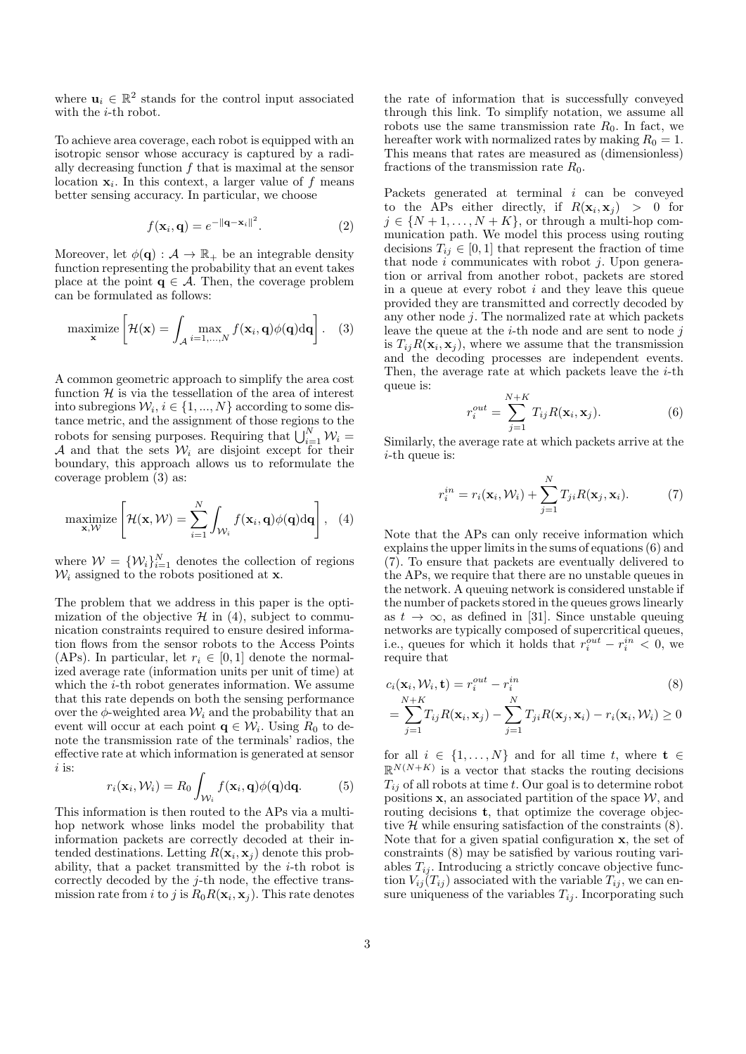where $\mathbf{u}_i \in \mathbb{R}^2$ stands for the control input associated with the $i$-th robot.

To achieve area coverage, each robot is equipped with an isotropic sensor whose accuracy is captured by a radially decreasing function $f$ that is maximal at the sensor location $\mathbf{x}_i$. In this context, a larger value of $f$ means better sensing accuracy. In particular, we choose

$$f(\mathbf{x}_i, \mathbf{q}) = e^{-\|\mathbf{q}-\mathbf{x}_i\|^2}. \tag{2}$$

Moreover, let $\phi(\mathbf{q}) : \mathcal{A} \to \mathbb{R}_+$ be an integrable density function representing the probability that an event takes place at the point $\mathbf{q} \in \mathcal{A}$. Then, the coverage problem can be formulated as follows:

$$\underset{\mathbf{x}}{\text{maximize}} \left[ \mathcal{H}(\mathbf{x}) = \int_{\mathcal{A}} \max_{i=1,\dots,N} f(\mathbf{x}_i, \mathbf{q}) \phi(\mathbf{q}) \mathrm{d}\mathbf{q} \right]. \tag{3}$$

A common geometric approach to simplify the area cost function $\mathcal{H}$ is via the tessellation of the area of interest into subregions $\mathcal{W}_i$, $i \in \{1, ..., N\}$ according to some distance metric, and the assignment of those regions to the robots for sensing purposes. Requiring that $\bigcup_{i=1}^{N} \mathcal{W}_i = \mathcal{A}$ and that the sets $\mathcal{W}_i$ are disjoint except for their boundary, this approach allows us to reformulate the coverage problem (3) as:

$$\underset{\mathbf{x}, \mathcal{W}}{\text{maximize}} \left[ \mathcal{H}(\mathbf{x}, \mathcal{W}) = \sum_{i=1}^{N} \int_{\mathcal{W}_i} f(\mathbf{x}_i, \mathbf{q}) \phi(\mathbf{q}) \mathrm{d}\mathbf{q} \right], \tag{4}$$

where $\mathcal{W} = \{\mathcal{W}_i\}_{i=1}^{N}$ denotes the collection of regions $\mathcal{W}_i$ assigned to the robots positioned at $\mathbf{x}$.

The problem that we address in this paper is the optimization of the objective $\mathcal{H}$ in (4), subject to communication constraints required to ensure desired information flows from the sensor robots to the Access Points (APs). In particular, let $r_i \in [0, 1]$ denote the normalized average rate (information units per unit of time) at which the $i$-th robot generates information. We assume that this rate depends on both the sensing performance over the $\phi$-weighted area $\mathcal{W}_i$ and the probability that an event will occur at each point $\mathbf{q} \in \mathcal{W}_i$. Using $R_0$ to denote the transmission rate of the terminals' radios, the effective rate at which information is generated at sensor $i$ is:

$$r_i(\mathbf{x}_i, \mathcal{W}_i) = R_0 \int_{\mathcal{W}_i} f(\mathbf{x}_i, \mathbf{q}) \phi(\mathbf{q}) \mathrm{d}\mathbf{q}. \tag{5}$$

This information is then routed to the APs via a multi-hop network whose links model the probability that information packets are correctly decoded at their intended destinations. Letting $R(\mathbf{x}_i, \mathbf{x}_j)$ denote this probability, that a packet transmitted by the $i$-th robot is correctly decoded by the $j$-th node, the effective transmission rate from $i$ to $j$ is $R_0 R(\mathbf{x}_i, \mathbf{x}_j)$. This rate denotes the rate of information that is successfully conveyed through this link. To simplify notation, we assume all robots use the same transmission rate $R_0$. In fact, we hereafter work with normalized rates by making $R_0 = 1$. This means that rates are measured as (dimensionless) fractions of the transmission rate $R_0$.

Packets generated at terminal $i$ can be conveyed to the APs either directly, if $R(\mathbf{x}_i, \mathbf{x}_j) > 0$ for $j \in \{N+1, \dots, N+K\}$, or through a multi-hop communication path. We model this process using routing decisions $T_{ij} \in [0, 1]$ that represent the fraction of time that node $i$ communicates with robot $j$. Upon generation or arrival from another robot, packets are stored in a queue at every robot $i$ and they leave this queue provided they are transmitted and correctly decoded by any other node $j$. The normalized rate at which packets leave the queue at the $i$-th node and are sent to node $j$ is $T_{ij} R(\mathbf{x}_i, \mathbf{x}_j)$, where we assume that the transmission and the decoding processes are independent events. Then, the average rate at which packets leave the $i$-th queue is:

$$r_i^{out} = \sum_{j=1}^{N+K} T_{ij} R(\mathbf{x}_i, \mathbf{x}_j). \tag{6}$$

Similarly, the average rate at which packets arrive at the $i$-th queue is:

$$r_i^{in} = r_i(\mathbf{x}_i, \mathcal{W}_i) + \sum_{j=1}^{N} T_{ji} R(\mathbf{x}_j, \mathbf{x}_i). \tag{7}$$

Note that the APs can only receive information which explains the upper limits in the sums of equations (6) and (7). To ensure that packets are eventually delivered to the APs, we require that there are no unstable queues in the network. A queuing network is considered unstable if the number of packets stored in the queues grows linearly as $t \to \infty$, as defined in [31]. Since unstable queuing networks are typically composed of supercritical queues, i.e., queues for which it holds that $r_i^{out} - r_i^{in} < 0$, we require that

$$\begin{aligned} c_i(\mathbf{x}_i, \mathcal{W}_i, \mathbf{t}) &= r_i^{out} - r_i^{in} \\ &= \sum_{j=1}^{N+K} T_{ij} R(\mathbf{x}_i, \mathbf{x}_j) - \sum_{j=1}^{N} T_{ji} R(\mathbf{x}_j, \mathbf{x}_i) - r_i(\mathbf{x}_i, \mathcal{W}_i) \geq 0 \end{aligned} \tag{8}$$

for all $i \in \{1, \dots, N\}$ and for all time $t$, where $\mathbf{t} \in \mathbb{R}^{N(N+K)}$ is a vector that stacks the routing decisions $T_{ij}$ of all robots at time $t$. Our goal is to determine robot positions $\mathbf{x}$, an associated partition of the space $\mathcal{W}$, and routing decisions $\mathbf{t}$, that optimize the coverage objective $\mathcal{H}$ while ensuring satisfaction of the constraints (8). Note that for a given spatial configuration $\mathbf{x}$, the set of constraints (8) may be satisfied by various routing variables $T_{ij}$. Introducing a strictly concave objective function $V_{ij}(T_{ij})$ associated with the variable $T_{ij}$, we can ensure uniqueness of the variables $T_{ij}$. Incorporating such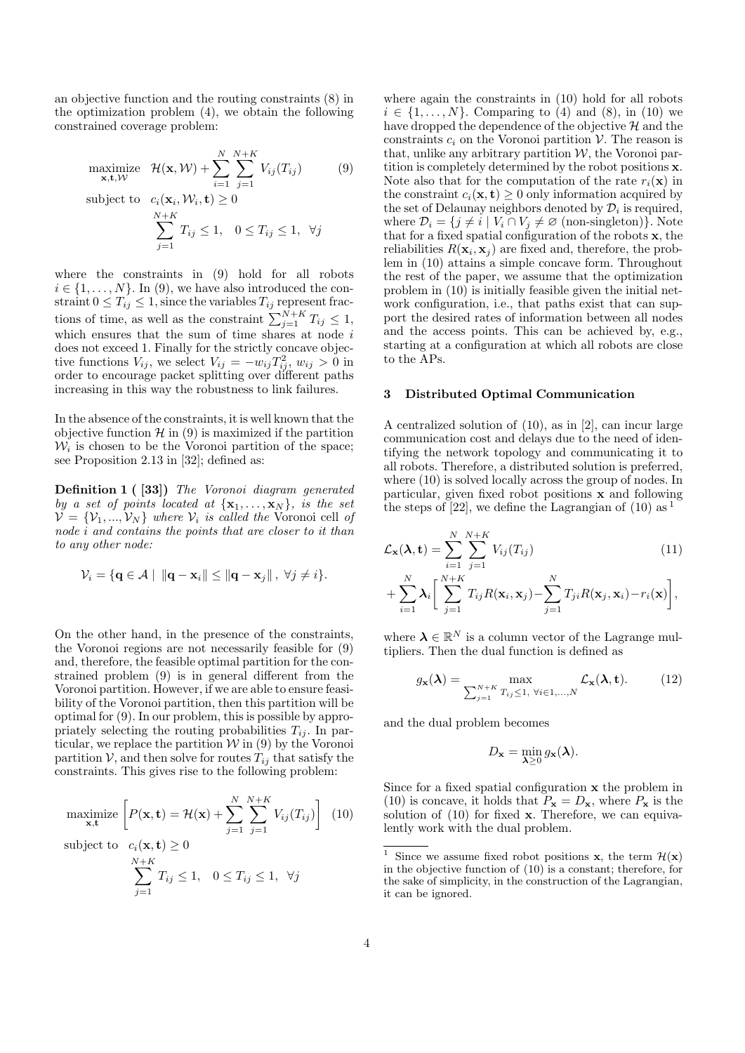an objective function and the routing constraints (8) in the optimization problem (4), we obtain the following constrained coverage problem:

$$
\begin{aligned}
\underset{\mathbf{x},\mathbf{t},\mathcal{W}}{\text{maximize}} \quad & \mathcal{H}(\mathbf{x},\mathcal{W}) + \sum_{i=1}^{N}\sum_{j=1}^{N+K} V_{ij}(T_{ij}) \\
\text{subject to} \quad & c_i(\mathbf{x}_i,\mathcal{W}_i,\mathbf{t}) \geq 0 \\
& \sum_{j=1}^{N+K} T_{ij} \leq 1, \quad 0 \leq T_{ij} \leq 1, \quad \forall j
\end{aligned} \tag{9}
$$

where the constraints in (9) hold for all robots $i \in \{1,\dots,N\}$. In (9), we have also introduced the constraint $0 \leq T_{ij} \leq 1$, since the variables $T_{ij}$ represent fractions of time, as well as the constraint $\sum_{j=1}^{N+K} T_{ij} \leq 1$, which ensures that the sum of time shares at node $i$ does not exceed 1. Finally for the strictly concave objective functions $V_{ij}$, we select $V_{ij} = -w_{ij}T_{ij}^2$, $w_{ij} > 0$ in order to encourage packet splitting over different paths increasing in this way the robustness to link failures.

In the absence of the constraints, it is well known that the objective function $\mathcal{H}$ in (9) is maximized if the partition $\mathcal{W}_i$ is chosen to be the Voronoi partition of the space; see Proposition 2.13 in [32]; defined as:

**Definition 1 ( [33])** *The Voronoi diagram generated by a set of points located at* $\{\mathbf{x}_1,\dots,\mathbf{x}_N\}$, *is the set* $\mathcal{V} = \{\mathcal{V}_1,\dots,\mathcal{V}_N\}$ *where* $\mathcal{V}_i$ *is called the* Voronoi cell *of node* $i$ *and contains the points that are closer to it than to any other node:*

$$
\mathcal{V}_i = \{\mathbf{q} \in \mathcal{A} \mid \|\mathbf{q}-\mathbf{x}_i\| \leq \|\mathbf{q}-\mathbf{x}_j\|, \ \forall j \neq i\}.
$$

On the other hand, in the presence of the constraints, the Voronoi regions are not necessarily feasible for (9) and, therefore, the feasible optimal partition for the constrained problem (9) is in general different from the Voronoi partition. However, if we are able to ensure feasibility of the Voronoi partition, then this partition will be optimal for (9). In our problem, this is possible by appropriately selecting the routing probabilities $T_{ij}$. In particular, we replace the partition $\mathcal{W}$ in (9) by the Voronoi partition $\mathcal{V}$, and then solve for routes $T_{ij}$ that satisfy the constraints. This gives rise to the following problem:

$$
\begin{aligned}
\underset{\mathbf{x},\mathbf{t}}{\text{maximize}} \quad & \left[ P(\mathbf{x},\mathbf{t}) = \mathcal{H}(\mathbf{x}) + \sum_{j=1}^{N}\sum_{j=1}^{N+K} V_{ij}(T_{ij}) \right] \\
\text{subject to} \quad & c_i(\mathbf{x},\mathbf{t}) \geq 0 \\
& \sum_{j=1}^{N+K} T_{ij} \leq 1, \quad 0 \leq T_{ij} \leq 1, \quad \forall j
\end{aligned} \tag{10}
$$

where again the constraints in (10) hold for all robots $i \in \{1,\dots,N\}$. Comparing to (4) and (8), in (10) we have dropped the dependence of the objective $\mathcal{H}$ and the constraints $c_i$ on the Voronoi partition $\mathcal{V}$. The reason is that, unlike any arbitrary partition $\mathcal{W}$, the Voronoi partition is completely determined by the robot positions $\mathbf{x}$. Note also that for the computation of the rate $r_i(\mathbf{x})$ in the constraint $c_i(\mathbf{x},\mathbf{t}) \geq 0$ only information acquired by the set of Delaunay neighbors denoted by $\mathcal{D}_i$ is required, where $\mathcal{D}_i = \{j \neq i \mid V_i \cap V_j \neq \varnothing \text{ (non-singleton)}\}$. Note that for a fixed spatial configuration of the robots $\mathbf{x}$, the reliabilities $R(\mathbf{x}_i,\mathbf{x}_j)$ are fixed and, therefore, the problem in (10) attains a simple concave form. Throughout the rest of the paper, we assume that the optimization problem in (10) is initially feasible given the initial network configuration, i.e., that paths exist that can support the desired rates of information between all nodes and the access points. This can be achieved by, e.g., starting at a configuration at which all robots are close to the APs.

## 3 Distributed Optimal Communication

A centralized solution of (10), as in [2], can incur large communication cost and delays due to the need of identifying the network topology and communicating it to all robots. Therefore, a distributed solution is preferred, where (10) is solved locally across the group of nodes. In particular, given fixed robot positions $\mathbf{x}$ and following the steps of [22], we define the Lagrangian of (10) as [1]

$$
\begin{aligned}
\mathcal{L}_{\mathbf{x}}(\boldsymbol{\lambda},\mathbf{t}) &= \sum_{i=1}^{N}\sum_{j=1}^{N+K} V_{ij}(T_{ij}) \\
&+ \sum_{i=1}^{N} \boldsymbol{\lambda}_i \left[ \sum_{j=1}^{N+K} T_{ij}R(\mathbf{x}_i,\mathbf{x}_j) - \sum_{j=1}^{N} T_{ji}R(\mathbf{x}_j,\mathbf{x}_i) - r_i(\mathbf{x}) \right],
\end{aligned} \tag{11}
$$

where $\boldsymbol{\lambda} \in \mathbb{R}^N$ is a column vector of the Lagrange multipliers. Then the dual function is defined as

$$
g_{\mathbf{x}}(\boldsymbol{\lambda}) = \max_{\sum_{j=1}^{N+K} T_{ij} \leq 1, \ \forall i \in 1,\dots,N} \mathcal{L}_{\mathbf{x}}(\boldsymbol{\lambda},\mathbf{t}). \tag{12}
$$

and the dual problem becomes

$$
D_{\mathbf{x}} = \min_{\boldsymbol{\lambda} \geq 0} g_{\mathbf{x}}(\boldsymbol{\lambda}).
$$

Since for a fixed spatial configuration $\mathbf{x}$ the problem in (10) is concave, it holds that $P_{\mathbf{x}} = D_{\mathbf{x}}$, where $P_{\mathbf{x}}$ is the solution of (10) for fixed $\mathbf{x}$. Therefore, we can equivalently work with the dual problem.

[1] Since we assume fixed robot positions $\mathbf{x}$, the term $\mathcal{H}(\mathbf{x})$ in the objective function of (10) is a constant; therefore, for the sake of simplicity, in the construction of the Lagrangian, it can be ignored.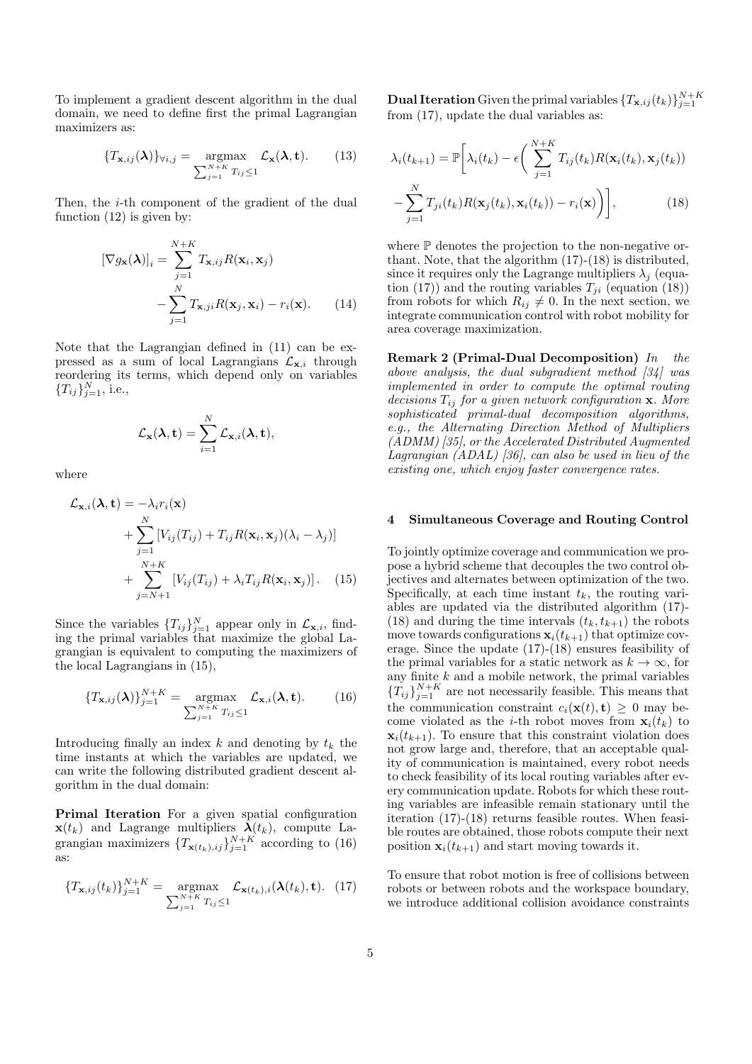To implement a gradient descent algorithm in the dual domain, we need to define first the primal Lagrangian maximizers as:

$$\{T_{\mathbf{x},ij}(\boldsymbol{\lambda})\}_{\forall i,j} = \underset{\sum_{j=1}^{N+K} T_{ij} \leq 1}{\operatorname{argmax}} \; \mathcal{L}_{\mathbf{x}}(\boldsymbol{\lambda}, \mathbf{t}). \tag{13}$$

Then, the $i$-th component of the gradient of the dual function (12) is given by:

$$\begin{aligned}[\nabla g_{\mathbf{x}}(\boldsymbol{\lambda})]_i = &\sum_{j=1}^{N+K} T_{\mathbf{x},ij} R(\mathbf{x}_i, \mathbf{x}_j) \\ &- \sum_{j=1}^{N} T_{\mathbf{x},ji} R(\mathbf{x}_j, \mathbf{x}_i) - r_i(\mathbf{x}). \end{aligned} \tag{14}$$

Note that the Lagrangian defined in (11) can be expressed as a sum of local Lagrangians $\mathcal{L}_{\mathbf{x},i}$ through reordering its terms, which depend only on variables $\{T_{ij}\}_{j=1}^{N}$, i.e.,

$$\mathcal{L}_{\mathbf{x}}(\boldsymbol{\lambda}, \mathbf{t}) = \sum_{i=1}^{N} \mathcal{L}_{\mathbf{x},i}(\boldsymbol{\lambda}, \mathbf{t}),$$

where

$$\begin{aligned}\mathcal{L}_{\mathbf{x},i}(\boldsymbol{\lambda}, \mathbf{t}) = &-\lambda_i r_i(\mathbf{x}) \\ &+ \sum_{j=1}^{N} \left[V_{ij}(T_{ij}) + T_{ij} R(\mathbf{x}_i, \mathbf{x}_j)(\lambda_i - \lambda_j)\right] \\ &+ \sum_{j=N+1}^{N+K} \left[V_{ij}(T_{ij}) + \lambda_i T_{ij} R(\mathbf{x}_i, \mathbf{x}_j)\right]. \end{aligned} \tag{15}$$

Since the variables $\{T_{ij}\}_{j=1}^{N}$ appear only in $\mathcal{L}_{\mathbf{x},i}$, finding the primal variables that maximize the global Lagrangian is equivalent to computing the maximizers of the local Lagrangians in (15),

$$\{T_{\mathbf{x},ij}(\boldsymbol{\lambda})\}_{j=1}^{N+K} = \underset{\sum_{j=1}^{N+K} T_{ij} \leq 1}{\operatorname{argmax}} \; \mathcal{L}_{\mathbf{x},i}(\boldsymbol{\lambda}, \mathbf{t}). \tag{16}$$

Introducing finally an index $k$ and denoting by $t_k$ the time instants at which the variables are updated, we can write the following distributed gradient descent algorithm in the dual domain:

**Primal Iteration** For a given spatial configuration $\mathbf{x}(t_k)$ and Lagrange multipliers $\boldsymbol{\lambda}(t_k)$, compute Lagrangian maximizers $\{T_{\mathbf{x}(t_k),ij}\}_{j=1}^{N+K}$ according to (16) as:

$$\{T_{\mathbf{x},ij}(t_k)\}_{j=1}^{N+K} = \underset{\sum_{j=1}^{N+K} T_{ij} \leq 1}{\operatorname{argmax}} \; \mathcal{L}_{\mathbf{x}(t_k),i}(\boldsymbol{\lambda}(t_k), \mathbf{t}). \tag{17}$$

**Dual Iteration** Given the primal variables $\{T_{\mathbf{x},ij}(t_k)\}_{j=1}^{N+K}$ from (17), update the dual variables as:

$$\begin{aligned}\lambda_i(t_{k+1}) = \mathbb{P}\bigg[&\lambda_i(t_k) - \epsilon\bigg(\sum_{j=1}^{N+K} T_{ij}(t_k) R(\mathbf{x}_i(t_k), \mathbf{x}_j(t_k)) \\ &- \sum_{j=1}^{N} T_{ji}(t_k) R(\mathbf{x}_j(t_k), \mathbf{x}_i(t_k)) - r_i(\mathbf{x})\bigg)\bigg], \end{aligned} \tag{18}$$

where $\mathbb{P}$ denotes the projection to the non-negative orthant. Note, that the algorithm (17)-(18) is distributed, since it requires only the Lagrange multipliers $\lambda_j$ (equation (17)) and the routing variables $T_{ji}$ (equation (18)) from robots for which $R_{ij} \neq 0$. In the next section, we integrate communication control with robot mobility for area coverage maximization.

**Remark 2 (Primal-Dual Decomposition)** *In the above analysis, the dual subgradient method [34] was implemented in order to compute the optimal routing decisions $T_{ij}$ for a given network configuration $\mathbf{x}$. More sophisticated primal-dual decomposition algorithms, e.g., the Alternating Direction Method of Multipliers (ADMM) [35], or the Accelerated Distributed Augmented Lagrangian (ADAL) [36], can also be used in lieu of the existing one, which enjoy faster convergence rates.*

## 4 Simultaneous Coverage and Routing Control

To jointly optimize coverage and communication we propose a hybrid scheme that decouples the two control objectives and alternates between optimization of the two. Specifically, at each time instant $t_k$, the routing variables are updated via the distributed algorithm (17)-(18) and during the time intervals $(t_k, t_{k+1})$ the robots move towards configurations $\mathbf{x}_i(t_{k+1})$ that optimize coverage. Since the update (17)-(18) ensures feasibility of the primal variables for a static network as $k \to \infty$, for any finite $k$ and a mobile network, the primal variables $\{T_{ij}\}_{j=1}^{N+K}$ are not necessarily feasible. This means that the communication constraint $c_i(\mathbf{x}(t), \mathbf{t}) \geq 0$ may become violated as the $i$-th robot moves from $\mathbf{x}_i(t_k)$ to $\mathbf{x}_i(t_{k+1})$. To ensure that this constraint violation does not grow large and, therefore, that an acceptable quality of communication is maintained, every robot needs to check feasibility of its local routing variables after every communication update. Robots for which these routing variables are infeasible remain stationary until the iteration (17)-(18) returns feasible routes. When feasible routes are obtained, those robots compute their next position $\mathbf{x}_i(t_{k+1})$ and start moving towards it.

To ensure that robot motion is free of collisions between robots or between robots and the workspace boundary, we introduce additional collision avoidance constraints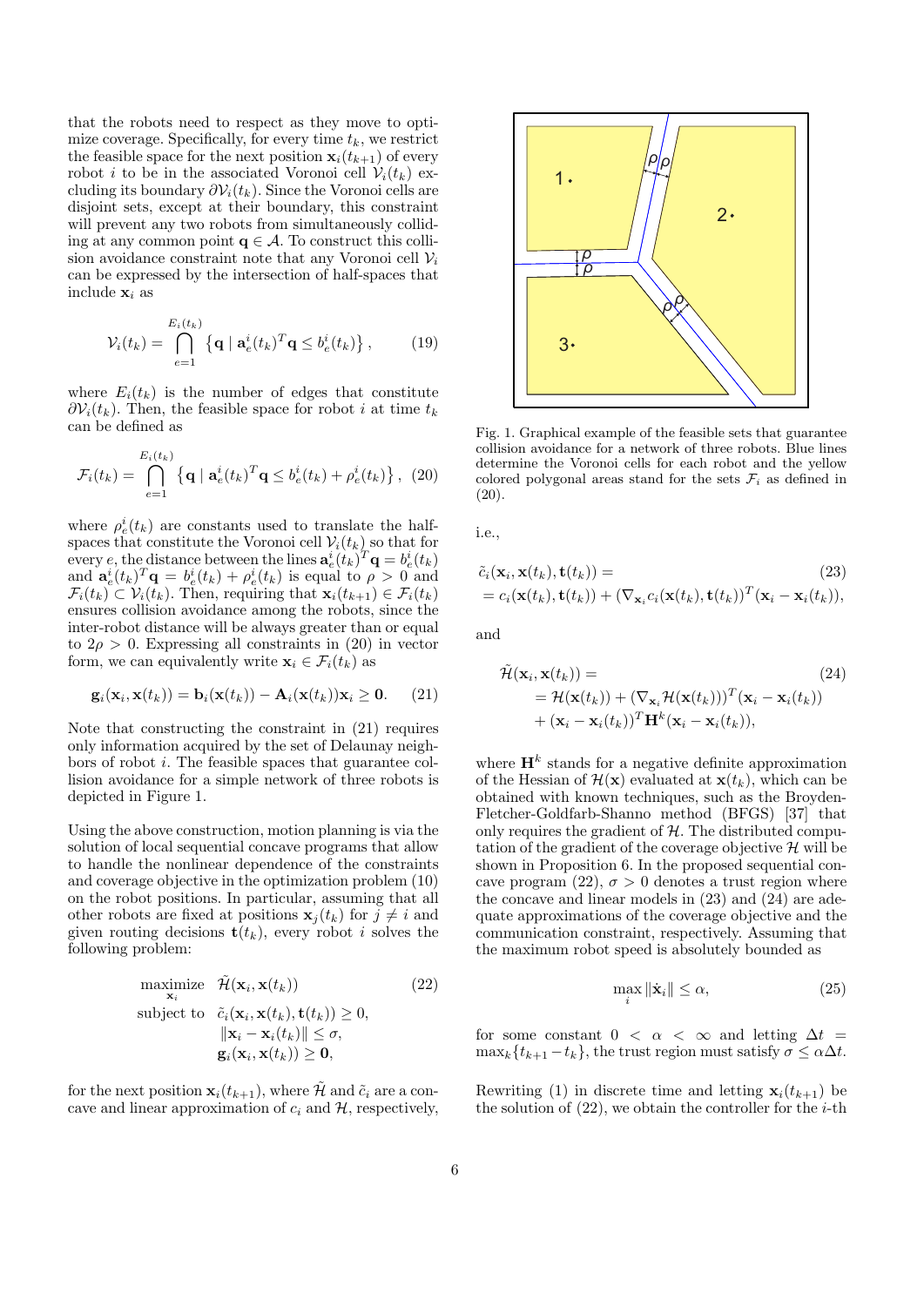that the robots need to respect as they move to optimize coverage. Specifically, for every time $t_k$, we restrict the feasible space for the next position $\mathbf{x}_i(t_{k+1})$ of every robot $i$ to be in the associated Voronoi cell $\mathcal{V}_i(t_k)$ excluding its boundary $\partial\mathcal{V}_i(t_k)$. Since the Voronoi cells are disjoint sets, except at their boundary, this constraint will prevent any two robots from simultaneously colliding at any common point $\mathbf{q} \in \mathcal{A}$. To construct this collision avoidance constraint note that any Voronoi cell $\mathcal{V}_i$ can be expressed by the intersection of half-spaces that include $\mathbf{x}_i$ as

$$\mathcal{V}_i(t_k) = \bigcap_{e=1}^{E_i(t_k)} \left\{ \mathbf{q} \mid \mathbf{a}_e^i(t_k)^T \mathbf{q} \leq b_e^i(t_k) \right\}, \qquad (19)$$

where $E_i(t_k)$ is the number of edges that constitute $\partial\mathcal{V}_i(t_k)$. Then, the feasible space for robot $i$ at time $t_k$ can be defined as

$$\mathcal{F}_i(t_k) = \bigcap_{e=1}^{E_i(t_k)} \left\{ \mathbf{q} \mid \mathbf{a}_e^i(t_k)^T \mathbf{q} \leq b_e^i(t_k) + \rho_e^i(t_k) \right\}, \qquad (20)$$

where $\rho_e^i(t_k)$ are constants used to translate the half-spaces that constitute the Voronoi cell $\mathcal{V}_i(t_k)$ so that for every $e$, the distance between the lines $\mathbf{a}_e^i(t_k)^T \mathbf{q} = b_e^i(t_k)$ and $\mathbf{a}_e^i(t_k)^T \mathbf{q} = b_e^i(t_k) + \rho_e^i(t_k)$ is equal to $\rho > 0$ and $\mathcal{F}_i(t_k) \subset \mathcal{V}_i(t_k)$. Then, requiring that $\mathbf{x}_i(t_{k+1}) \in \mathcal{F}_i(t_k)$ ensures collision avoidance among the robots, since the inter-robot distance will be always greater than or equal to $2\rho > 0$. Expressing all constraints in (20) in vector form, we can equivalently write $\mathbf{x}_i \in \mathcal{F}_i(t_k)$ as

$$\mathbf{g}_i(\mathbf{x}_i, \mathbf{x}(t_k)) = \mathbf{b}_i(\mathbf{x}(t_k)) - \mathbf{A}_i(\mathbf{x}(t_k))\mathbf{x}_i \geq \mathbf{0}. \qquad (21)$$

Note that constructing the constraint in (21) requires only information acquired by the set of Delaunay neighbors of robot $i$. The feasible spaces that guarantee collision avoidance for a simple network of three robots is depicted in Figure 1.

Fig. 1. Graphical example of the feasible sets that guarantee collision avoidance for a network of three robots. Blue lines determine the Voronoi cells for each robot and the yellow colored polygonal areas stand for the sets $\mathcal{F}_i$ as defined in (20).

Using the above construction, motion planning is via the solution of local sequential concave programs that allow to handle the nonlinear dependence of the constraints and coverage objective in the optimization problem (10) on the robot positions. In particular, assuming that all other robots are fixed at positions $\mathbf{x}_j(t_k)$ for $j \neq i$ and given routing decisions $\mathbf{t}(t_k)$, every robot $i$ solves the following problem:

$$\begin{aligned} \underset{\mathbf{x}_i}{\text{maximize}} \quad & \tilde{\mathcal{H}}(\mathbf{x}_i, \mathbf{x}(t_k)) \qquad (22) \\ \text{subject to} \quad & \tilde{c}_i(\mathbf{x}_i, \mathbf{x}(t_k), \mathbf{t}(t_k)) \geq 0, \\ & \|\mathbf{x}_i - \mathbf{x}_i(t_k)\| \leq \sigma, \\ & \mathbf{g}_i(\mathbf{x}_i, \mathbf{x}(t_k)) \geq \mathbf{0}, \end{aligned}$$

for the next position $\mathbf{x}_i(t_{k+1})$, where $\tilde{\mathcal{H}}$ and $\tilde{c}_i$ are a concave and linear approximation of $c_i$ and $\mathcal{H}$, respectively, i.e.,

$$\begin{aligned} &\tilde{c}_i(\mathbf{x}_i, \mathbf{x}(t_k), \mathbf{t}(t_k)) = \qquad (23) \\ &= c_i(\mathbf{x}(t_k), \mathbf{t}(t_k)) + (\nabla_{\mathbf{x}_i} c_i(\mathbf{x}(t_k), \mathbf{t}(t_k)))^T (\mathbf{x}_i - \mathbf{x}_i(t_k)), \end{aligned}$$

and

$$\begin{aligned} &\tilde{\mathcal{H}}(\mathbf{x}_i, \mathbf{x}(t_k)) = \qquad (24) \\ &\quad = \mathcal{H}(\mathbf{x}(t_k)) + (\nabla_{\mathbf{x}_i} \mathcal{H}(\mathbf{x}(t_k)))^T (\mathbf{x}_i - \mathbf{x}_i(t_k)) \\ &\quad + (\mathbf{x}_i - \mathbf{x}_i(t_k))^T \mathbf{H}^k (\mathbf{x}_i - \mathbf{x}_i(t_k)), \end{aligned}$$

where $\mathbf{H}^k$ stands for a negative definite approximation of the Hessian of $\mathcal{H}(\mathbf{x})$ evaluated at $\mathbf{x}(t_k)$, which can be obtained with known techniques, such as the Broyden-Fletcher-Goldfarb-Shanno method (BFGS) [37] that only requires the gradient of $\mathcal{H}$. The distributed computation of the gradient of the coverage objective $\mathcal{H}$ will be shown in Proposition 6. In the proposed sequential concave program (22), $\sigma > 0$ denotes a trust region where the concave and linear models in (23) and (24) are adequate approximations of the coverage objective and the communication constraint, respectively. Assuming that the maximum robot speed is absolutely bounded as

$$\max_i \|\dot{\mathbf{x}}_i\| \leq \alpha, \qquad (25)$$

for some constant $0 < \alpha < \infty$ and letting $\Delta t = \max_k\{t_{k+1} - t_k\}$, the trust region must satisfy $\sigma \leq \alpha \Delta t$.

Rewriting (1) in discrete time and letting $\mathbf{x}_i(t_{k+1})$ be the solution of (22), we obtain the controller for the $i$-th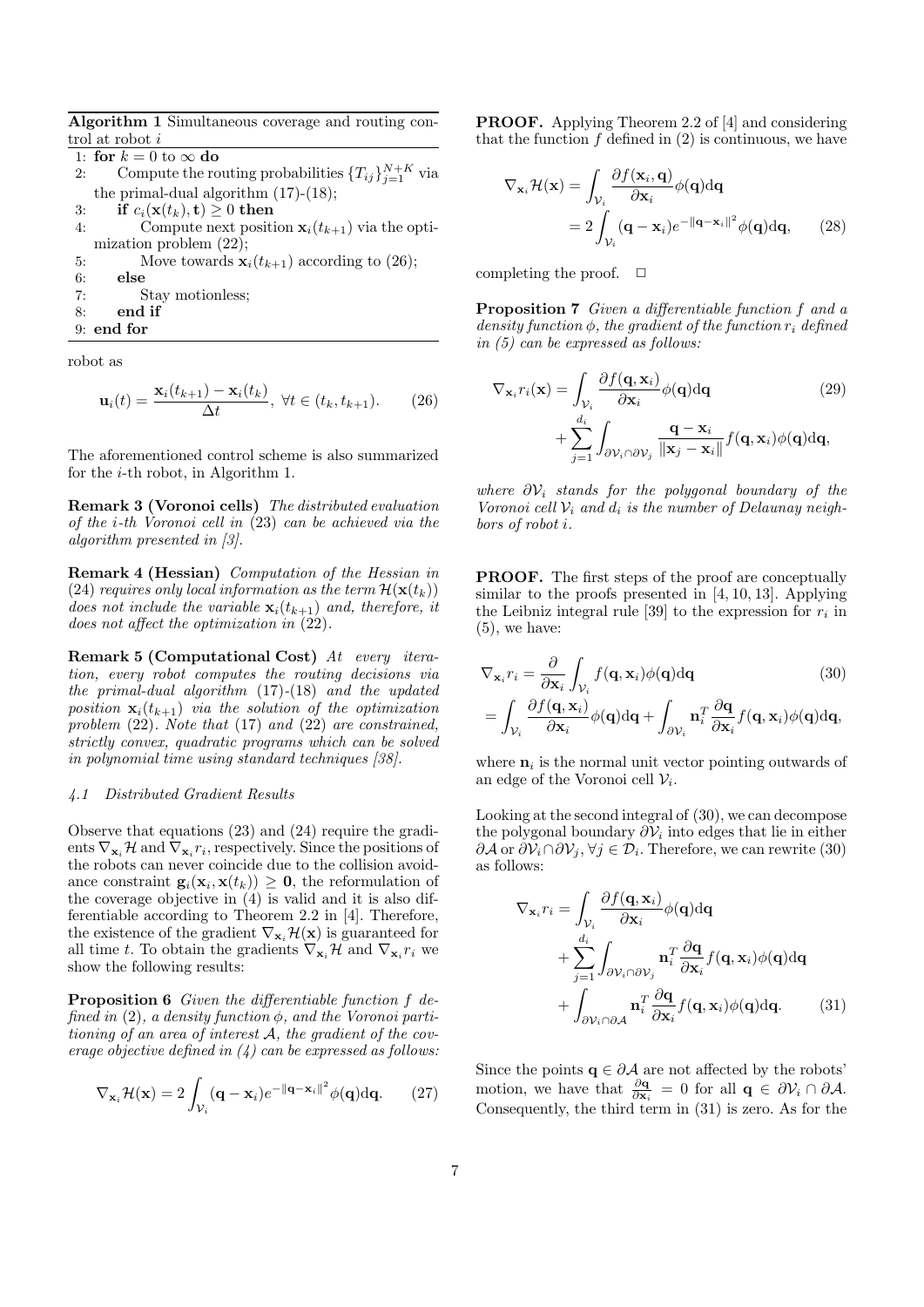**Algorithm 1** Simultaneous coverage and routing control at robot $i$

```
1: for k = 0 to ∞ do
2:     Compute the routing probabilities {T_ij}_{j=1}^{N+K} via
       the primal-dual algorithm (17)-(18);
3:     if c_i(x(t_k), t) ≥ 0 then
4:         Compute next position x_i(t_{k+1}) via the opti-
           mization problem (22);
5:         Move towards x_i(t_{k+1}) according to (26);
6:     else
7:         Stay motionless;
8:     end if
9: end for
```

robot as

$$\mathbf{u}_i(t) = \frac{\mathbf{x}_i(t_{k+1}) - \mathbf{x}_i(t_k)}{\Delta t}, \ \forall t \in (t_k, t_{k+1}). \tag{26}$$

The aforementioned control scheme is also summarized for the $i$-th robot, in Algorithm 1.

**Remark 3 (Voronoi cells)** *The distributed evaluation of the $i$-th Voronoi cell in (23) can be achieved via the algorithm presented in [3].*

**Remark 4 (Hessian)** *Computation of the Hessian in (24) requires only local information as the term $\mathcal{H}(\mathbf{x}(t_k))$ does not include the variable $\mathbf{x}_i(t_{k+1})$ and, therefore, it does not affect the optimization in (22).*

**Remark 5 (Computational Cost)** *At every iteration, every robot computes the routing decisions via the primal-dual algorithm (17)-(18) and the updated position $\mathbf{x}_i(t_{k+1})$ via the solution of the optimization problem (22). Note that (17) and (22) are constrained, strictly convex, quadratic programs which can be solved in polynomial time using standard techniques [38].*

### 4.1 Distributed Gradient Results

Observe that equations (23) and (24) require the gradients $\nabla_{\mathbf{x}_i}\mathcal{H}$ and $\nabla_{\mathbf{x}_i} r_i$, respectively. Since the positions of the robots can never coincide due to the collision avoidance constraint $\mathbf{g}_i(\mathbf{x}_i, \mathbf{x}(t_k)) \geq \mathbf{0}$, the reformulation of the coverage objective in (4) is valid and it is also differentiable according to Theorem 2.2 in [4]. Therefore, the existence of the gradient $\nabla_{\mathbf{x}_i}\mathcal{H}(\mathbf{x})$ is guaranteed for all time $t$. To obtain the gradients $\nabla_{\mathbf{x}_i}\mathcal{H}$ and $\nabla_{\mathbf{x}_i} r_i$ we show the following results:

**Proposition 6** *Given the differentiable function $f$ defined in (2), a density function $\phi$, and the Voronoi partitioning of an area of interest $\mathcal{A}$, the gradient of the coverage objective defined in (4) can be expressed as follows:*

$$\nabla_{\mathbf{x}_i}\mathcal{H}(\mathbf{x}) = 2\int_{\mathcal{V}_i} (\mathbf{q} - \mathbf{x}_i) e^{-\|\mathbf{q}-\mathbf{x}_i\|^2} \phi(\mathbf{q}) \mathrm{d}\mathbf{q}. \tag{27}$$

**PROOF.** Applying Theorem 2.2 of [4] and considering that the function $f$ defined in (2) is continuous, we have

$$\begin{aligned}
\nabla_{\mathbf{x}_i}\mathcal{H}(\mathbf{x}) &= \int_{\mathcal{V}_i} \frac{\partial f(\mathbf{x}_i, \mathbf{q})}{\partial \mathbf{x}_i} \phi(\mathbf{q}) \mathrm{d}\mathbf{q} \\
&= 2\int_{\mathcal{V}_i} (\mathbf{q} - \mathbf{x}_i) e^{-\|\mathbf{q}-\mathbf{x}_i\|^2} \phi(\mathbf{q}) \mathrm{d}\mathbf{q},
\end{aligned} \tag{28}$$

completing the proof. $\square$

**Proposition 7** *Given a differentiable function $f$ and a density function $\phi$, the gradient of the function $r_i$ defined in (5) can be expressed as follows:*

$$\begin{aligned}
\nabla_{\mathbf{x}_i} r_i(\mathbf{x}) &= \int_{\mathcal{V}_i} \frac{\partial f(\mathbf{q}, \mathbf{x}_i)}{\partial \mathbf{x}_i} \phi(\mathbf{q}) \mathrm{d}\mathbf{q} \\
&+ \sum_{j=1}^{d_i} \int_{\partial\mathcal{V}_i \cap \partial\mathcal{V}_j} \frac{\mathbf{q} - \mathbf{x}_i}{\|\mathbf{x}_j - \mathbf{x}_i\|} f(\mathbf{q}, \mathbf{x}_i) \phi(\mathbf{q}) \mathrm{d}\mathbf{q},
\end{aligned} \tag{29}$$

*where $\partial\mathcal{V}_i$ stands for the polygonal boundary of the Voronoi cell $\mathcal{V}_i$ and $d_i$ is the number of Delaunay neighbors of robot $i$.*

**PROOF.** The first steps of the proof are conceptually similar to the proofs presented in [4, 10, 13]. Applying the Leibniz integral rule [39] to the expression for $r_i$ in (5), we have:

$$\begin{aligned}
&\nabla_{\mathbf{x}_i} r_i = \frac{\partial}{\partial \mathbf{x}_i} \int_{\mathcal{V}_i} f(\mathbf{q}, \mathbf{x}_i) \phi(\mathbf{q}) \mathrm{d}\mathbf{q} \\
&= \int_{\mathcal{V}_i} \frac{\partial f(\mathbf{q}, \mathbf{x}_i)}{\partial \mathbf{x}_i} \phi(\mathbf{q}) \mathrm{d}\mathbf{q} + \int_{\partial\mathcal{V}_i} \mathbf{n}_i^T \frac{\partial \mathbf{q}}{\partial \mathbf{x}_i} f(\mathbf{q}, \mathbf{x}_i) \phi(\mathbf{q}) \mathrm{d}\mathbf{q},
\end{aligned} \tag{30}$$

where $\mathbf{n}_i$ is the normal unit vector pointing outwards of an edge of the Voronoi cell $\mathcal{V}_i$.

Looking at the second integral of (30), we can decompose the polygonal boundary $\partial\mathcal{V}_i$ into edges that lie in either $\partial\mathcal{A}$ or $\partial\mathcal{V}_i \cap \partial\mathcal{V}_j, \forall j \in \mathcal{D}_i$. Therefore, we can rewrite (30) as follows:

$$\begin{aligned}
\nabla_{\mathbf{x}_i} r_i &= \int_{\mathcal{V}_i} \frac{\partial f(\mathbf{q}, \mathbf{x}_i)}{\partial \mathbf{x}_i} \phi(\mathbf{q}) \mathrm{d}\mathbf{q} \\
&+ \sum_{j=1}^{d_i} \int_{\partial\mathcal{V}_i \cap \partial\mathcal{V}_j} \mathbf{n}_i^T \frac{\partial \mathbf{q}}{\partial \mathbf{x}_i} f(\mathbf{q}, \mathbf{x}_i) \phi(\mathbf{q}) \mathrm{d}\mathbf{q} \\
&+ \int_{\partial\mathcal{V}_i \cap \partial\mathcal{A}} \mathbf{n}_i^T \frac{\partial \mathbf{q}}{\partial \mathbf{x}_i} f(\mathbf{q}, \mathbf{x}_i) \phi(\mathbf{q}) \mathrm{d}\mathbf{q}.
\end{aligned} \tag{31}$$

Since the points $\mathbf{q} \in \partial\mathcal{A}$ are not affected by the robots' motion, we have that $\frac{\partial \mathbf{q}}{\partial \mathbf{x}_i} = 0$ for all $\mathbf{q} \in \partial\mathcal{V}_i \cap \partial\mathcal{A}$. Consequently, the third term in (31) is zero. As for the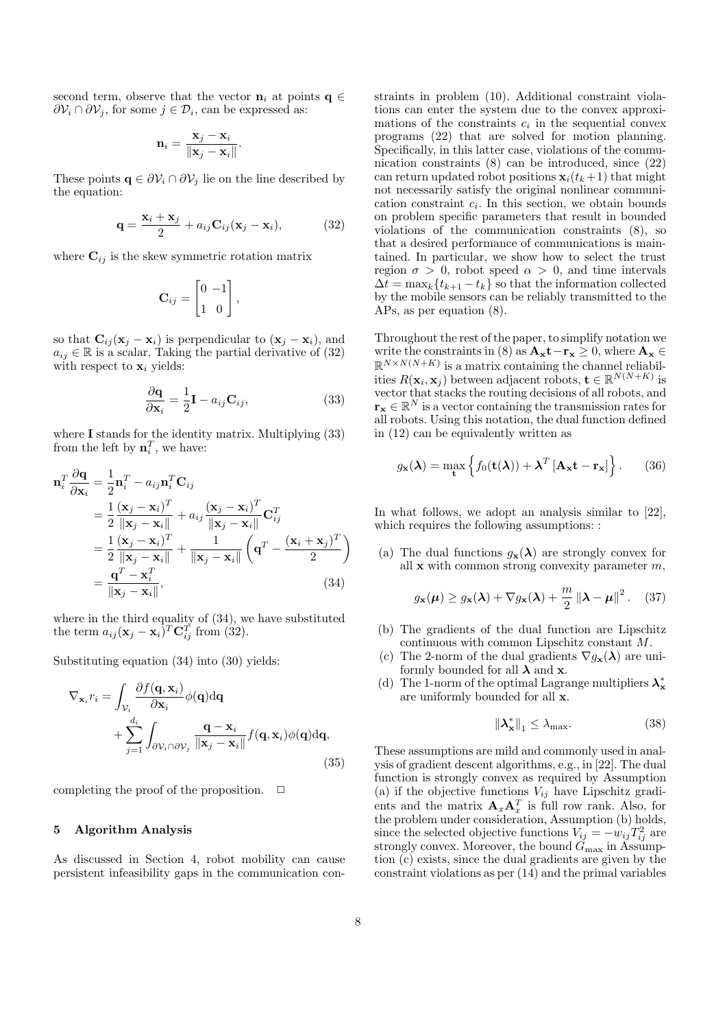second term, observe that the vector $\mathbf{n}_i$ at points $\mathbf{q} \in \partial\mathcal{V}_i \cap \partial\mathcal{V}_j$, for some $j \in \mathcal{D}_i$, can be expressed as:

$$\mathbf{n}_i = \frac{\mathbf{x}_j - \mathbf{x}_i}{\|\mathbf{x}_j - \mathbf{x}_i\|}.$$

These points $\mathbf{q} \in \partial\mathcal{V}_i \cap \partial\mathcal{V}_j$ lie on the line described by the equation:

$$\mathbf{q} = \frac{\mathbf{x}_i + \mathbf{x}_j}{2} + a_{ij}\mathbf{C}_{ij}(\mathbf{x}_j - \mathbf{x}_i), \tag{32}$$

where $\mathbf{C}_{ij}$ is the skew symmetric rotation matrix

$$\mathbf{C}_{ij} = \begin{bmatrix} 0 & -1 \\ 1 & 0 \end{bmatrix},$$

so that $\mathbf{C}_{ij}(\mathbf{x}_j - \mathbf{x}_i)$ is perpendicular to $(\mathbf{x}_j - \mathbf{x}_i)$, and $a_{ij} \in \mathbb{R}$ is a scalar. Taking the partial derivative of (32) with respect to $\mathbf{x}_i$ yields:

$$\frac{\partial \mathbf{q}}{\partial \mathbf{x}_i} = \frac{1}{2}\mathbf{I} - a_{ij}\mathbf{C}_{ij}, \tag{33}$$

where $\mathbf{I}$ stands for the identity matrix. Multiplying (33) from the left by $\mathbf{n}_i^T$, we have:

$$\begin{aligned}
\mathbf{n}_i^T \frac{\partial \mathbf{q}}{\partial \mathbf{x}_i} &= \frac{1}{2}\mathbf{n}_i^T - a_{ij}\mathbf{n}_i^T\mathbf{C}_{ij} \\
&= \frac{1}{2}\frac{(\mathbf{x}_j - \mathbf{x}_i)^T}{\|\mathbf{x}_j - \mathbf{x}_i\|} + a_{ij}\frac{(\mathbf{x}_j - \mathbf{x}_i)^T}{\|\mathbf{x}_j - \mathbf{x}_i\|}\mathbf{C}_{ij}^T \\
&= \frac{1}{2}\frac{(\mathbf{x}_j - \mathbf{x}_i)^T}{\|\mathbf{x}_j - \mathbf{x}_i\|} + \frac{1}{\|\mathbf{x}_j - \mathbf{x}_i\|}\left(\mathbf{q}^T - \frac{(\mathbf{x}_i + \mathbf{x}_j)^T}{2}\right) \\
&= \frac{\mathbf{q}^T - \mathbf{x}_i^T}{\|\mathbf{x}_j - \mathbf{x}_i\|},
\end{aligned} \tag{34}$$

where in the third equality of (34), we have substituted the term $a_{ij}(\mathbf{x}_j - \mathbf{x}_i)^T\mathbf{C}_{ij}^T$ from (32).

Substituting equation (34) into (30) yields:

$$\begin{aligned}
\nabla_{\mathbf{x}_i} r_i = &\int_{\mathcal{V}_i} \frac{\partial f(\mathbf{q}, \mathbf{x}_i)}{\partial \mathbf{x}_i}\phi(\mathbf{q})\mathrm{d}\mathbf{q} \\
&+ \sum_{j=1}^{d_i} \int_{\partial\mathcal{V}_i \cap \partial\mathcal{V}_j} \frac{\mathbf{q} - \mathbf{x}_i}{\|\mathbf{x}_j - \mathbf{x}_i\|} f(\mathbf{q}, \mathbf{x}_i)\phi(\mathbf{q})\mathrm{d}\mathbf{q},
\end{aligned} \tag{35}$$

completing the proof of the proposition. □

## 5 Algorithm Analysis

As discussed in Section 4, robot mobility can cause persistent infeasibility gaps in the communication constraints in problem (10). Additional constraint violations can enter the system due to the convex approximations of the constraints $c_i$ in the sequential convex programs (22) that are solved for motion planning. Specifically, in this latter case, violations of the communication constraints (8) can be introduced, since (22) can return updated robot positions $\mathbf{x}_i(t_k+1)$ that might not necessarily satisfy the original nonlinear communication constraint $c_i$. In this section, we obtain bounds on problem specific parameters that result in bounded violations of the communication constraints (8), so that a desired performance of communications is maintained. In particular, we show how to select the trust region $\sigma > 0$, robot speed $\alpha > 0$, and time intervals $\Delta t = \max_k\{t_{k+1} - t_k\}$ so that the information collected by the mobile sensors can be reliably transmitted to the APs, as per equation (8).

Throughout the rest of the paper, to simplify notation we write the constraints in (8) as $\mathbf{A}_{\mathbf{x}}\mathbf{t} - \mathbf{r}_{\mathbf{x}} \geq 0$, where $\mathbf{A}_{\mathbf{x}} \in \mathbb{R}^{N \times N(N+K)}$ is a matrix containing the channel reliabilities $R(\mathbf{x}_i, \mathbf{x}_j)$ between adjacent robots, $\mathbf{t} \in \mathbb{R}^{N(N+K)}$ is vector that stacks the routing decisions of all robots, and $\mathbf{r}_{\mathbf{x}} \in \mathbb{R}^N$ is a vector containing the transmission rates for all robots. Using this notation, the dual function defined in (12) can be equivalently written as

$$g_{\mathbf{x}}(\boldsymbol{\lambda}) = \max_{\mathbf{t}} \left\{ f_0(\mathbf{t}(\boldsymbol{\lambda})) + \boldsymbol{\lambda}^T \left[\mathbf{A}_{\mathbf{x}}\mathbf{t} - \mathbf{r}_{\mathbf{x}}\right] \right\}. \tag{36}$$

In what follows, we adopt an analysis similar to [22], which requires the following assumptions: :

(a) The dual functions $g_{\mathbf{x}}(\boldsymbol{\lambda})$ are strongly convex for all $\mathbf{x}$ with common strong convexity parameter $m$,

$$g_{\mathbf{x}}(\boldsymbol{\mu}) \geq g_{\mathbf{x}}(\boldsymbol{\lambda}) + \nabla g_{\mathbf{x}}(\boldsymbol{\lambda}) + \frac{m}{2}\|\boldsymbol{\lambda} - \boldsymbol{\mu}\|^2. \tag{37}$$

(b) The gradients of the dual function are Lipschitz continuous with common Lipschitz constant $M$.

(c) The 2-norm of the dual gradients $\nabla g_{\mathbf{x}}(\boldsymbol{\lambda})$ are uniformly bounded for all $\boldsymbol{\lambda}$ and $\mathbf{x}$.

(d) The 1-norm of the optimal Lagrange multipliers $\boldsymbol{\lambda}_{\mathbf{x}}^*$ are uniformly bounded for all $\mathbf{x}$.

$$\|\boldsymbol{\lambda}_{\mathbf{x}}^*\|_1 \leq \lambda_{\max}. \tag{38}$$

These assumptions are mild and commonly used in analysis of gradient descent algorithms, e.g., in [22]. The dual function is strongly convex as required by Assumption (a) if the objective functions $V_{ij}$ have Lipschitz gradients and the matrix $\mathbf{A}_x\mathbf{A}_x^T$ is full row rank. Also, for the problem under consideration, Assumption (b) holds, since the selected objective functions $V_{ij} = -w_{ij}T_{ij}^2$ are strongly convex. Moreover, the bound $G_{\max}$ in Assumption (c) exists, since the dual gradients are given by the constraint violations as per (14) and the primal variables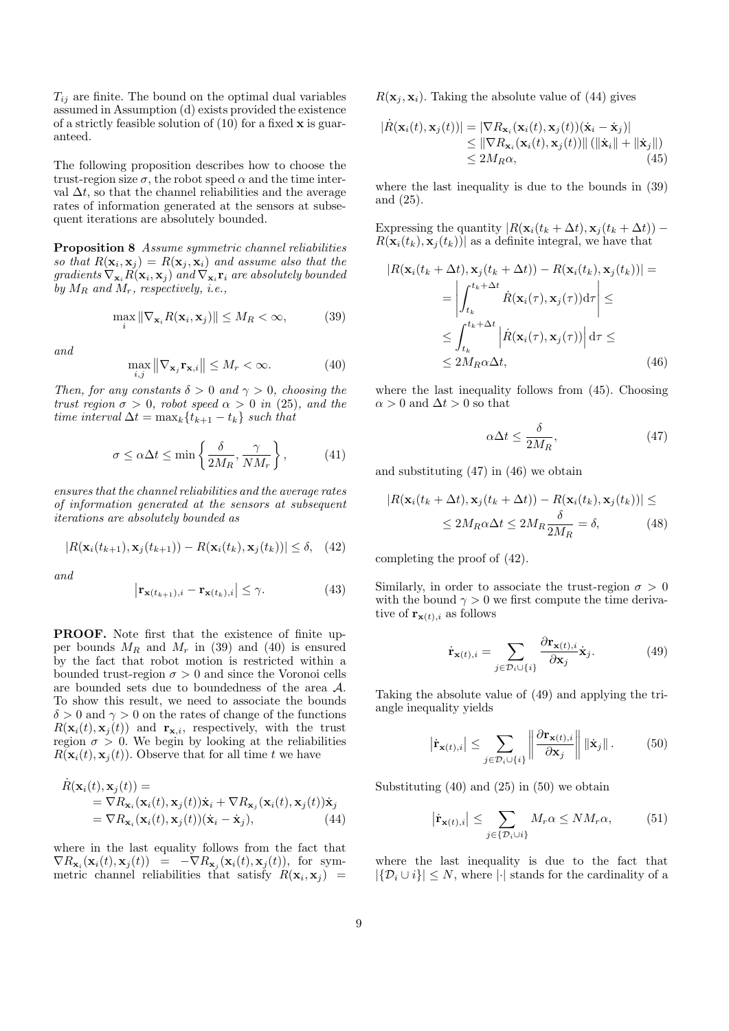$T_{ij}$ are finite. The bound on the optimal dual variables assumed in Assumption (d) exists provided the existence of a strictly feasible solution of (10) for a fixed $\mathbf{x}$ is guaranteed.

The following proposition describes how to choose the trust-region size $\sigma$, the robot speed $\alpha$ and the time interval $\Delta t$, so that the channel reliabilities and the average rates of information generated at the sensors at subsequent iterations are absolutely bounded.

**Proposition 8** *Assume symmetric channel reliabilities so that $R(\mathbf{x}_i, \mathbf{x}_j) = R(\mathbf{x}_j, \mathbf{x}_i)$ and assume also that the gradients $\nabla_{\mathbf{x}_i} R(\mathbf{x}_i, \mathbf{x}_j)$ and $\nabla_{\mathbf{x}_i} \mathbf{r}_i$ are absolutely bounded by $M_R$ and $M_r$, respectively, i.e.,*

$$\max_i \|\nabla_{\mathbf{x}_i} R(\mathbf{x}_i, \mathbf{x}_j)\| \leq M_R < \infty, \tag{39}$$

*and*

$$\max_{i,j} \left\|\nabla_{\mathbf{x}_j} \mathbf{r}_{\mathbf{x},i}\right\| \leq M_r < \infty. \tag{40}$$

*Then, for any constants $\delta > 0$ and $\gamma > 0$, choosing the trust region $\sigma > 0$, robot speed $\alpha > 0$ in (25), and the time interval $\Delta t = \max_k\{t_{k+1} - t_k\}$ such that*

$$\sigma \leq \alpha \Delta t \leq \min\left\{\frac{\delta}{2M_R}, \frac{\gamma}{NM_r}\right\}, \tag{41}$$

*ensures that the channel reliabilities and the average rates of information generated at the sensors at subsequent iterations are absolutely bounded as*

$$|R(\mathbf{x}_i(t_{k+1}), \mathbf{x}_j(t_{k+1})) - R(\mathbf{x}_i(t_k), \mathbf{x}_j(t_k))| \leq \delta, \tag{42}$$

*and*

$$\left|\mathbf{r}_{\mathbf{x}(t_{k+1}),i} - \mathbf{r}_{\mathbf{x}(t_k),i}\right| \leq \gamma. \tag{43}$$

**PROOF.** Note first that the existence of finite upper bounds $M_R$ and $M_r$ in (39) and (40) is ensured by the fact that robot motion is restricted within a bounded trust-region $\sigma > 0$ and since the Voronoi cells are bounded sets due to boundedness of the area $\mathcal{A}$. To show this result, we need to associate the bounds $\delta > 0$ and $\gamma > 0$ on the rates of change of the functions $R(\mathbf{x}_i(t), \mathbf{x}_j(t))$ and $\mathbf{r}_{\mathbf{x},i}$, respectively, with the trust region $\sigma > 0$. We begin by looking at the reliabilities $R(\mathbf{x}_i(t), \mathbf{x}_j(t))$. Observe that for all time $t$ we have

$$\begin{aligned}
\dot{R}(\mathbf{x}_i(t), \mathbf{x}_j(t)) &= \\
&= \nabla R_{\mathbf{x}_i}(\mathbf{x}_i(t), \mathbf{x}_j(t))\dot{\mathbf{x}}_i + \nabla R_{\mathbf{x}_j}(\mathbf{x}_i(t), \mathbf{x}_j(t))\dot{\mathbf{x}}_j \\
&= \nabla R_{\mathbf{x}_i}(\mathbf{x}_i(t), \mathbf{x}_j(t))(\dot{\mathbf{x}}_i - \dot{\mathbf{x}}_j),
\end{aligned} \tag{44}$$

where in the last equality follows from the fact that $\nabla R_{\mathbf{x}_i}(\mathbf{x}_i(t), \mathbf{x}_j(t)) = -\nabla R_{\mathbf{x}_j}(\mathbf{x}_i(t), \mathbf{x}_j(t))$, for symmetric channel reliabilities that satisfy $R(\mathbf{x}_i, \mathbf{x}_j) = R(\mathbf{x}_j, \mathbf{x}_i)$. Taking the absolute value of (44) gives

$$\begin{aligned}
|\dot{R}(\mathbf{x}_i(t), \mathbf{x}_j(t))| &= |\nabla R_{\mathbf{x}_i}(\mathbf{x}_i(t), \mathbf{x}_j(t))(\dot{\mathbf{x}}_i - \dot{\mathbf{x}}_j)| \\
&\leq \|\nabla R_{\mathbf{x}_i}(\mathbf{x}_i(t), \mathbf{x}_j(t))\| \left(\|\dot{\mathbf{x}}_i\| + \|\dot{\mathbf{x}}_j\|\right) \\
&\leq 2M_R\alpha,
\end{aligned} \tag{45}$$

where the last inequality is due to the bounds in (39) and (25).

Expressing the quantity $|R(\mathbf{x}_i(t_k + \Delta t), \mathbf{x}_j(t_k + \Delta t)) - R(\mathbf{x}_i(t_k), \mathbf{x}_j(t_k))|$ as a definite integral, we have that

$$\begin{aligned}
&|R(\mathbf{x}_i(t_k + \Delta t), \mathbf{x}_j(t_k + \Delta t)) - R(\mathbf{x}_i(t_k), \mathbf{x}_j(t_k))| = \\
&= \left|\int_{t_k}^{t_k + \Delta t} \dot{R}(\mathbf{x}_i(\tau), \mathbf{x}_j(\tau)) \mathrm{d}\tau\right| \leq \\
&\leq \int_{t_k}^{t_k + \Delta t} \left|\dot{R}(\mathbf{x}_i(\tau), \mathbf{x}_j(\tau))\right| \mathrm{d}\tau \leq \\
&\leq 2M_R\alpha\Delta t,
\end{aligned} \tag{46}$$

where the last inequality follows from (45). Choosing $\alpha > 0$ and $\Delta t > 0$ so that

$$\alpha\Delta t \leq \frac{\delta}{2M_R}, \tag{47}$$

and substituting (47) in (46) we obtain

$$\begin{aligned}
&|R(\mathbf{x}_i(t_k + \Delta t), \mathbf{x}_j(t_k + \Delta t)) - R(\mathbf{x}_i(t_k), \mathbf{x}_j(t_k))| \leq \\
&\leq 2M_R\alpha\Delta t \leq 2M_R\frac{\delta}{2M_R} = \delta,
\end{aligned} \tag{48}$$

completing the proof of (42).

Similarly, in order to associate the trust-region $\sigma > 0$ with the bound $\gamma > 0$ we first compute the time derivative of $\mathbf{r}_{\mathbf{x}(t),i}$ as follows

$$\dot{\mathbf{r}}_{\mathbf{x}(t),i} = \sum_{j \in \mathcal{D}_i \cup \{i\}} \frac{\partial \mathbf{r}_{\mathbf{x}(t),i}}{\partial \mathbf{x}_j}\dot{\mathbf{x}}_j. \tag{49}$$

Taking the absolute value of (49) and applying the triangle inequality yields

$$\left|\dot{\mathbf{r}}_{\mathbf{x}(t),i}\right| \leq \sum_{j \in \mathcal{D}_i \cup \{i\}} \left\|\frac{\partial \mathbf{r}_{\mathbf{x}(t),i}}{\partial \mathbf{x}_j}\right\| \|\dot{\mathbf{x}}_j\|. \tag{50}$$

Substituting (40) and (25) in (50) we obtain

$$\left|\dot{\mathbf{r}}_{\mathbf{x}(t),i}\right| \leq \sum_{j \in \{\mathcal{D}_i \cup i\}} M_r\alpha \leq NM_r\alpha, \tag{51}$$

where the last inequality is due to the fact that $|\{\mathcal{D}_i \cup i\}| \leq N$, where $|\cdot|$ stands for the cardinality of a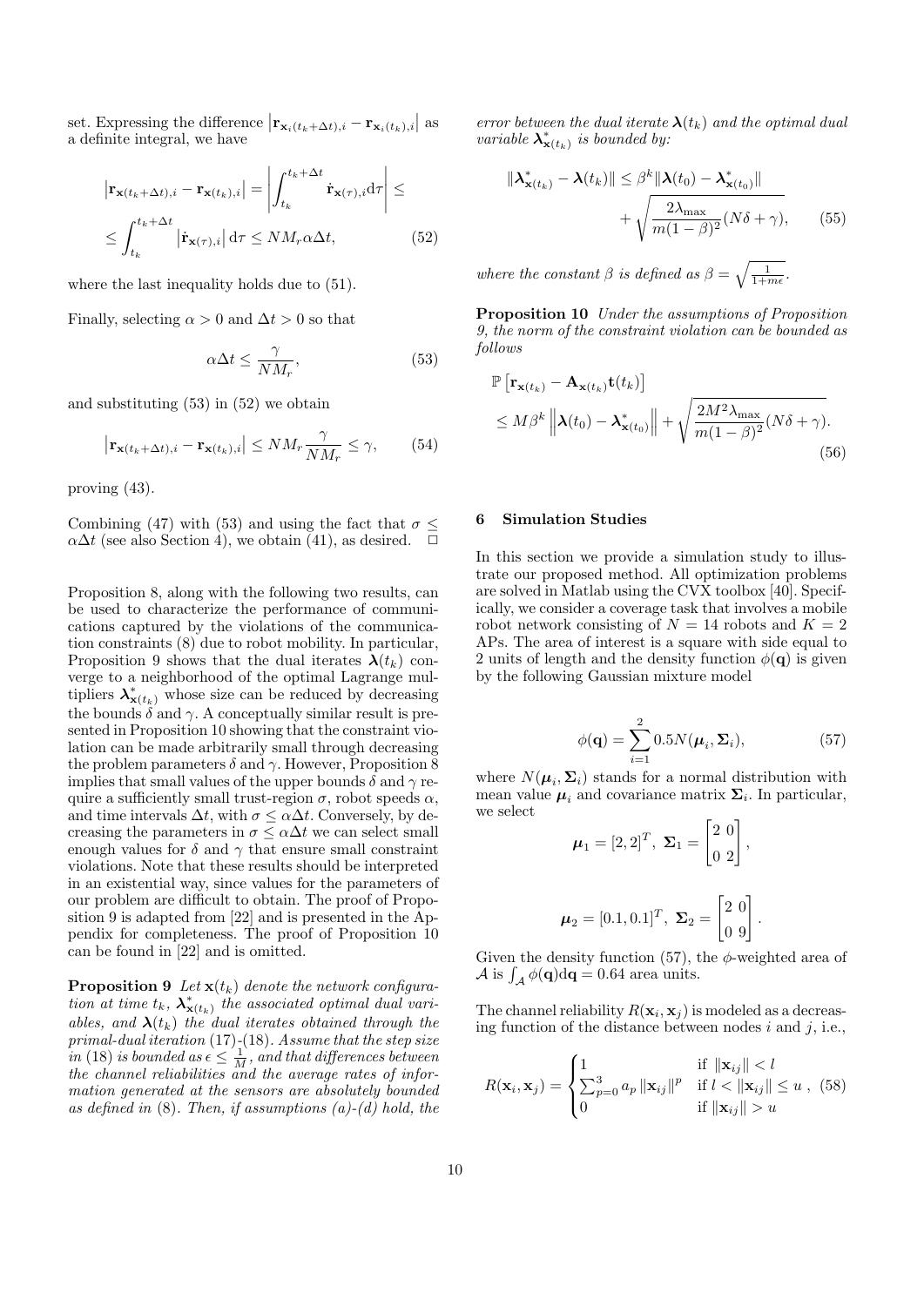set. Expressing the difference $\left|\mathbf{r}_{\mathbf{x}_i(t_k+\Delta t),i} - \mathbf{r}_{\mathbf{x}_i(t_k),i}\right|$ as a definite integral, we have

$$\left|\mathbf{r}_{\mathbf{x}(t_k+\Delta t),i} - \mathbf{r}_{\mathbf{x}(t_k),i}\right| = \left|\int_{t_k}^{t_k+\Delta t} \dot{\mathbf{r}}_{\mathbf{x}(\tau),i} \mathrm{d}\tau\right| \leq$$
$$\leq \int_{t_k}^{t_k+\Delta t} \left|\dot{\mathbf{r}}_{\mathbf{x}(\tau),i}\right| \mathrm{d}\tau \leq N M_r \alpha \Delta t, \tag{52}$$

where the last inequality holds due to (51).

Finally, selecting $\alpha > 0$ and $\Delta t > 0$ so that

$$\alpha \Delta t \leq \frac{\gamma}{N M_r}, \tag{53}$$

and substituting (53) in (52) we obtain

$$\left|\mathbf{r}_{\mathbf{x}(t_k+\Delta t),i} - \mathbf{r}_{\mathbf{x}(t_k),i}\right| \leq N M_r \frac{\gamma}{N M_r} \leq \gamma, \tag{54}$$

proving (43).

Combining (47) with (53) and using the fact that $\sigma \leq \alpha \Delta t$ (see also Section 4), we obtain (41), as desired. $\square$

Proposition 8, along with the following two results, can be used to characterize the performance of communications captured by the violations of the communication constraints (8) due to robot mobility. In particular, Proposition 9 shows that the dual iterates $\boldsymbol{\lambda}(t_k)$ converge to a neighborhood of the optimal Lagrange multipliers $\boldsymbol{\lambda}^*_{\mathbf{x}(t_k)}$ whose size can be reduced by decreasing the bounds $\delta$ and $\gamma$. A conceptually similar result is presented in Proposition 10 showing that the constraint violation can be made arbitrarily small through decreasing the problem parameters $\delta$ and $\gamma$. However, Proposition 8 implies that small values of the upper bounds $\delta$ and $\gamma$ require a sufficiently small trust-region $\sigma$, robot speeds $\alpha$, and time intervals $\Delta t$, with $\sigma \leq \alpha \Delta t$. Conversely, by decreasing the parameters in $\sigma \leq \alpha \Delta t$ we can select small enough values for $\delta$ and $\gamma$ that ensure small constraint violations. Note that these results should be interpreted in an existential way, since values for the parameters of our problem are difficult to obtain. The proof of Proposition 9 is adapted from [22] and is presented in the Appendix for completeness. The proof of Proposition 10 can be found in [22] and is omitted.

**Proposition 9** *Let $\mathbf{x}(t_k)$ denote the network configuration at time $t_k$, $\boldsymbol{\lambda}^*_{\mathbf{x}(t_k)}$ the associated optimal dual variables, and $\boldsymbol{\lambda}(t_k)$ the dual iterates obtained through the primal-dual iteration (17)-(18). Assume that the step size in (18) is bounded as $\epsilon \leq \frac{1}{M}$, and that differences between the channel reliabilities and the average rates of information generated at the sensors are absolutely bounded as defined in (8). Then, if assumptions (a)-(d) hold, the error between the dual iterate $\boldsymbol{\lambda}(t_k)$ and the optimal dual variable $\boldsymbol{\lambda}^*_{\mathbf{x}(t_k)}$ is bounded by:*

$$\|\boldsymbol{\lambda}^*_{\mathbf{x}(t_k)} - \boldsymbol{\lambda}(t_k)\| \leq \beta^k \|\boldsymbol{\lambda}(t_0) - \boldsymbol{\lambda}^*_{\mathbf{x}(t_0)}\| + \sqrt{\frac{2\lambda_{\max}}{m(1-\beta)^2}(N\delta + \gamma)}, \tag{55}$$

*where the constant $\beta$ is defined as $\beta = \sqrt{\frac{1}{1+m\epsilon}}$.*

**Proposition 10** *Under the assumptions of Proposition 9, the norm of the constraint violation can be bounded as follows*

$$\mathbb{P}\left[\mathbf{r}_{\mathbf{x}(t_k)} - \mathbf{A}_{\mathbf{x}(t_k)}\mathbf{t}(t_k)\right] \leq M\beta^k \left\|\boldsymbol{\lambda}(t_0) - \boldsymbol{\lambda}^*_{\mathbf{x}(t_0)}\right\| + \sqrt{\frac{2M^2\lambda_{\max}}{m(1-\beta)^2}(N\delta + \gamma)}. \tag{56}$$

## 6 Simulation Studies

In this section we provide a simulation study to illustrate our proposed method. All optimization problems are solved in Matlab using the CVX toolbox [40]. Specifically, we consider a coverage task that involves a mobile robot network consisting of $N = 14$ robots and $K = 2$ APs. The area of interest is a square with side equal to 2 units of length and the density function $\phi(\mathbf{q})$ is given by the following Gaussian mixture model

$$\phi(\mathbf{q}) = \sum_{i=1}^{2} 0.5 N(\boldsymbol{\mu}_i, \boldsymbol{\Sigma}_i), \tag{57}$$

where $N(\boldsymbol{\mu}_i, \boldsymbol{\Sigma}_i)$ stands for a normal distribution with mean value $\boldsymbol{\mu}_i$ and covariance matrix $\boldsymbol{\Sigma}_i$. In particular, we select

$$\boldsymbol{\mu}_1 = [2, 2]^T, \; \boldsymbol{\Sigma}_1 = \begin{bmatrix} 2 & 0 \\ 0 & 2 \end{bmatrix},$$

$$\boldsymbol{\mu}_2 = [0.1, 0.1]^T, \; \boldsymbol{\Sigma}_2 = \begin{bmatrix} 2 & 0 \\ 0 & 9 \end{bmatrix}.$$

Given the density function (57), the $\phi$-weighted area of $\mathcal{A}$ is $\int_{\mathcal{A}} \phi(\mathbf{q}) \mathrm{d}\mathbf{q} = 0.64$ area units.

The channel reliability $R(\mathbf{x}_i, \mathbf{x}_j)$ is modeled as a decreasing function of the distance between nodes $i$ and $j$, i.e.,

$$R(\mathbf{x}_i, \mathbf{x}_j) = \begin{cases} 1 & \text{if } \|\mathbf{x}_{ij}\| < l \\ \sum_{p=0}^{3} a_p \|\mathbf{x}_{ij}\|^p & \text{if } l < \|\mathbf{x}_{ij}\| \leq u \\ 0 & \text{if } \|\mathbf{x}_{ij}\| > u \end{cases}, \tag{58}$$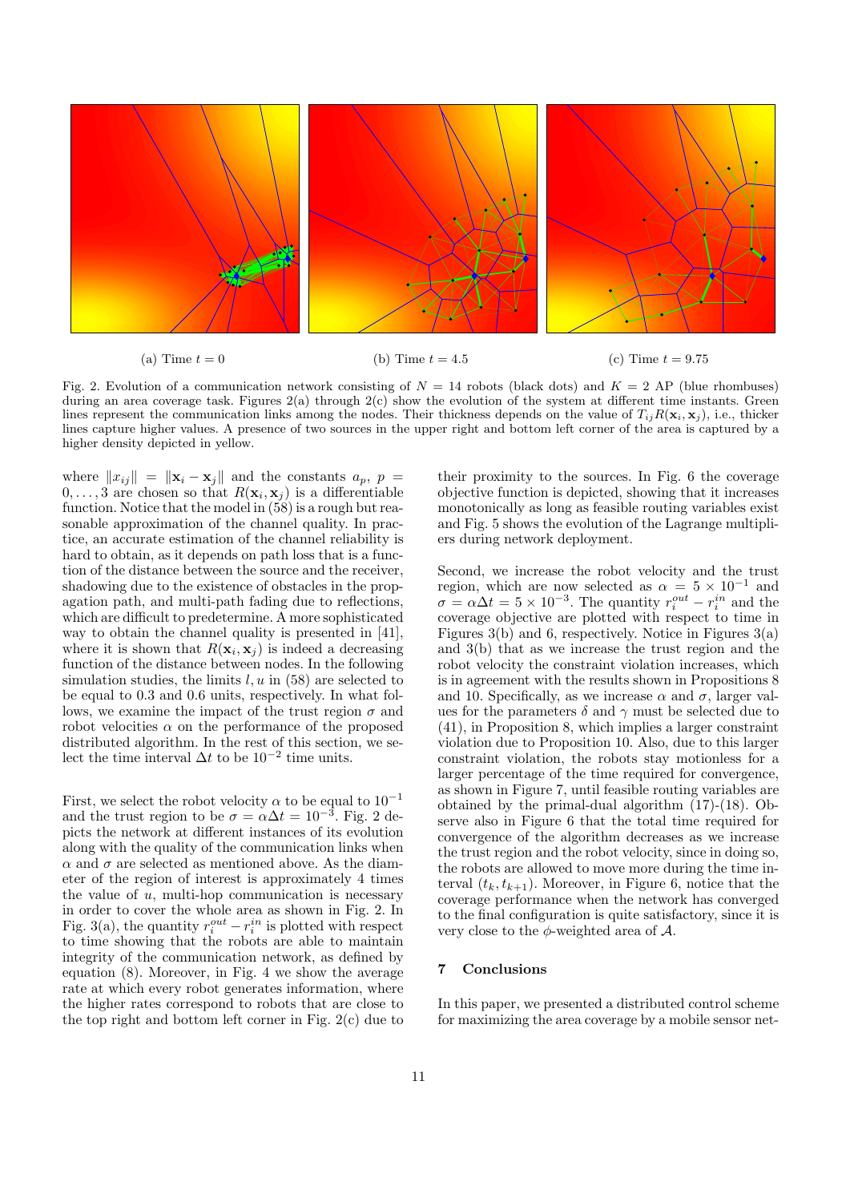(a) Time $t = 0$

(b) Time $t = 4.5$

(c) Time $t = 9.75$

Fig. 2. Evolution of a communication network consisting of $N = 14$ robots (black dots) and $K = 2$ AP (blue rhombuses) during an area coverage task. Figures 2(a) through 2(c) show the evolution of the system at different time instants. Green lines represent the communication links among the nodes. Their thickness depends on the value of $T_{ij}R(\mathbf{x}_i, \mathbf{x}_j)$, i.e., thicker lines capture higher values. A presence of two sources in the upper right and bottom left corner of the area is captured by a higher density depicted in yellow.

where $\|x_{ij}\| = \|\mathbf{x}_i - \mathbf{x}_j\|$ and the constants $a_p$, $p = 0, \ldots, 3$ are chosen so that $R(\mathbf{x}_i, \mathbf{x}_j)$ is a differentiable function. Notice that the model in (58) is a rough but reasonable approximation of the channel quality. In practice, an accurate estimation of the channel reliability is hard to obtain, as it depends on path loss that is a function of the distance between the source and the receiver, shadowing due to the existence of obstacles in the propagation path, and multi-path fading due to reflections, which are difficult to predetermine. A more sophisticated way to obtain the channel quality is presented in [41], where it is shown that $R(\mathbf{x}_i, \mathbf{x}_j)$ is indeed a decreasing function of the distance between nodes. In the following simulation studies, the limits $l, u$ in (58) are selected to be equal to 0.3 and 0.6 units, respectively. In what follows, we examine the impact of the trust region $\sigma$ and robot velocities $\alpha$ on the performance of the proposed distributed algorithm. In the rest of this section, we select the time interval $\Delta t$ to be $10^{-2}$ time units.

First, we select the robot velocity $\alpha$ to be equal to $10^{-1}$ and the trust region to be $\sigma = \alpha \Delta t = 10^{-3}$. Fig. 2 depicts the network at different instances of its evolution along with the quality of the communication links when $\alpha$ and $\sigma$ are selected as mentioned above. As the diameter of the region of interest is approximately 4 times the value of $u$, multi-hop communication is necessary in order to cover the whole area as shown in Fig. 2. In Fig. 3(a), the quantity $r_i^{out} - r_i^{in}$ is plotted with respect to time showing that the robots are able to maintain integrity of the communication network, as defined by equation (8). Moreover, in Fig. 4 we show the average rate at which every robot generates information, where the higher rates correspond to robots that are close to the top right and bottom left corner in Fig. 2(c) due to their proximity to the sources. In Fig. 6 the coverage objective function is depicted, showing that it increases monotonically as long as feasible routing variables exist and Fig. 5 shows the evolution of the Lagrange multipliers during network deployment.

Second, we increase the robot velocity and the trust region, which are now selected as $\alpha = 5 \times 10^{-1}$ and $\sigma = \alpha \Delta t = 5 \times 10^{-3}$. The quantity $r_i^{out} - r_i^{in}$ and the coverage objective are plotted with respect to time in Figures 3(b) and 6, respectively. Notice in Figures 3(a) and 3(b) that as we increase the trust region and the robot velocity the constraint violation increases, which is in agreement with the results shown in Propositions 8 and 10. Specifically, as we increase $\alpha$ and $\sigma$, larger values for the parameters $\delta$ and $\gamma$ must be selected due to (41), in Proposition 8, which implies a larger constraint violation due to Proposition 10. Also, due to this larger constraint violation, the robots stay motionless for a larger percentage of the time required for convergence, as shown in Figure 7, until feasible routing variables are obtained by the primal-dual algorithm (17)-(18). Observe also in Figure 6 that the total time required for convergence of the algorithm decreases as we increase the trust region and the robot velocity, since in doing so, the robots are allowed to move more during the time interval $(t_k, t_{k+1})$. Moreover, in Figure 6, notice that the coverage performance when the network has converged to the final configuration is quite satisfactory, since it is very close to the $\phi$-weighted area of $\mathcal{A}$.

## 7 Conclusions

In this paper, we presented a distributed control scheme for maximizing the area coverage by a mobile sensor net-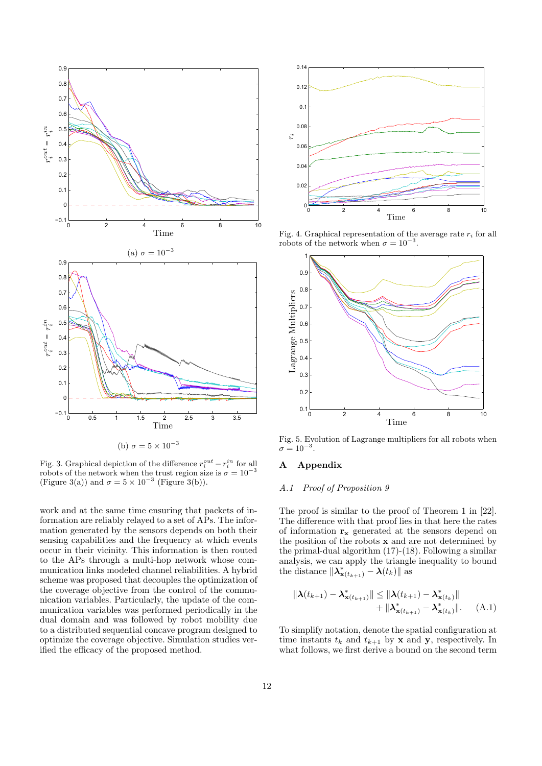(a) $\sigma = 10^{-3}$

(b) $\sigma = 5 \times 10^{-3}$

Fig. 3. Graphical depiction of the difference $r_i^{out} - r_i^{in}$ for all robots of the network when the trust region size is $\sigma = 10^{-3}$ (Figure 3(a)) and $\sigma = 5 \times 10^{-3}$ (Figure 3(b)).

work and at the same time ensuring that packets of information are reliably relayed to a set of APs. The information generated by the sensors depends on both their sensing capabilities and the frequency at which events occur in their vicinity. This information is then routed to the APs through a multi-hop network whose communication links modeled channel reliabilities. A hybrid scheme was proposed that decouples the optimization of the coverage objective from the control of the communication variables. Particularly, the update of the communication variables was performed periodically in the dual domain and was followed by robot mobility due to a distributed sequential concave program designed to optimize the coverage objective. Simulation studies verified the efficacy of the proposed method.

Fig. 4. Graphical representation of the average rate $r_i$ for all robots of the network when $\sigma = 10^{-3}$.

Fig. 5. Evolution of Lagrange multipliers for all robots when $\sigma = 10^{-3}$.

## A Appendix

### *A.1 Proof of Proposition 9*

The proof is similar to the proof of Theorem 1 in [22]. The difference with that proof lies in that here the rates of information $\mathbf{r}_{\mathbf{x}}$ generated at the sensors depend on the position of the robots $\mathbf{x}$ and are not determined by the primal-dual algorithm (17)-(18). Following a similar analysis, we can apply the triangle inequality to bound the distance $\|\boldsymbol{\lambda}^*_{\mathbf{x}(t_{k+1})} - \boldsymbol{\lambda}(t_k)\|$ as

$$\|\boldsymbol{\lambda}(t_{k+1}) - \boldsymbol{\lambda}^*_{\mathbf{x}(t_{k+1})}\| \leq \|\boldsymbol{\lambda}(t_{k+1}) - \boldsymbol{\lambda}^*_{\mathbf{x}(t_k)}\| + \|\boldsymbol{\lambda}^*_{\mathbf{x}(t_{k+1})} - \boldsymbol{\lambda}^*_{\mathbf{x}(t_k)}\|. \quad \text{(A.1)}$$

To simplify notation, denote the spatial configuration at time instants $t_k$ and $t_{k+1}$ by $\mathbf{x}$ and $\mathbf{y}$, respectively. In what follows, we first derive a bound on the second term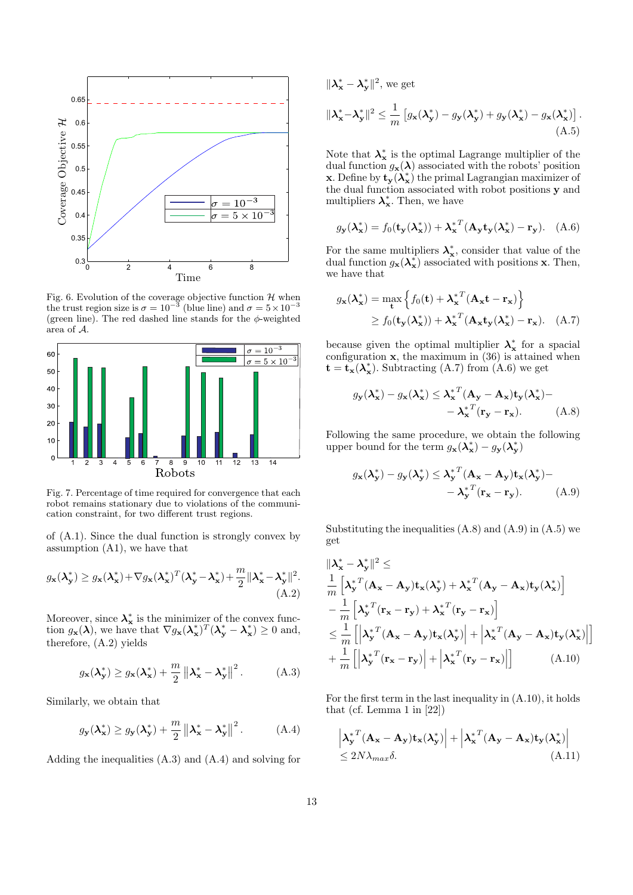Fig. 6. Evolution of the coverage objective function $\mathcal{H}$ when the trust region size is $\sigma = 10^{-3}$ (blue line) and $\sigma = 5\times10^{-3}$ (green line). The red dashed line stands for the $\phi$-weighted area of $\mathcal{A}$.

Fig. 7. Percentage of time required for convergence that each robot remains stationary due to violations of the communication constraint, for two different trust regions.

of (A.1). Since the dual function is strongly convex by assumption (A1), we have that

$$g_{\mathbf{x}}(\boldsymbol{\lambda}_{\mathbf{y}}^*) \geq g_{\mathbf{x}}(\boldsymbol{\lambda}_{\mathbf{x}}^*) + \nabla g_{\mathbf{x}}(\boldsymbol{\lambda}_{\mathbf{x}}^*)^T(\boldsymbol{\lambda}_{\mathbf{y}}^* - \boldsymbol{\lambda}_{\mathbf{x}}^*) + \frac{m}{2}\|\boldsymbol{\lambda}_{\mathbf{x}}^* - \boldsymbol{\lambda}_{\mathbf{y}}^*\|^2. \tag{A.2}$$

Moreover, since $\boldsymbol{\lambda}_{\mathbf{x}}^*$ is the minimizer of the convex function $g_{\mathbf{x}}(\boldsymbol{\lambda})$, we have that $\nabla g_{\mathbf{x}}(\boldsymbol{\lambda}_{\mathbf{x}}^*)^T(\boldsymbol{\lambda}_{\mathbf{y}}^* - \boldsymbol{\lambda}_{\mathbf{x}}^*) \geq 0$ and, therefore, (A.2) yields

$$g_{\mathbf{x}}(\boldsymbol{\lambda}_{\mathbf{y}}^*) \geq g_{\mathbf{x}}(\boldsymbol{\lambda}_{\mathbf{x}}^*) + \frac{m}{2}\left\|\boldsymbol{\lambda}_{\mathbf{x}}^* - \boldsymbol{\lambda}_{\mathbf{y}}^*\right\|^2. \tag{A.3}$$

Similarly, we obtain that

$$g_{\mathbf{y}}(\boldsymbol{\lambda}_{\mathbf{x}}^*) \geq g_{\mathbf{y}}(\boldsymbol{\lambda}_{\mathbf{y}}^*) + \frac{m}{2}\left\|\boldsymbol{\lambda}_{\mathbf{x}}^* - \boldsymbol{\lambda}_{\mathbf{y}}^*\right\|^2. \tag{A.4}$$

Adding the inequalities (A.3) and (A.4) and solving for $\|\boldsymbol{\lambda}_{\mathbf{x}}^* - \boldsymbol{\lambda}_{\mathbf{y}}^*\|^2$, we get

$$\|\boldsymbol{\lambda}_{\mathbf{x}}^* - \boldsymbol{\lambda}_{\mathbf{y}}^*\|^2 \leq \frac{1}{m}\left[g_{\mathbf{x}}(\boldsymbol{\lambda}_{\mathbf{y}}^*) - g_{\mathbf{y}}(\boldsymbol{\lambda}_{\mathbf{y}}^*) + g_{\mathbf{y}}(\boldsymbol{\lambda}_{\mathbf{x}}^*) - g_{\mathbf{x}}(\boldsymbol{\lambda}_{\mathbf{x}}^*)\right]. \tag{A.5}$$

Note that $\boldsymbol{\lambda}_{\mathbf{x}}^*$ is the optimal Lagrange multiplier of the dual function $g_{\mathbf{x}}(\boldsymbol{\lambda})$ associated with the robots' position $\mathbf{x}$. Define by $\mathbf{t}_{\mathbf{y}}(\boldsymbol{\lambda}_{\mathbf{x}}^*)$ the primal Lagrangian maximizer of the dual function associated with robot positions $\mathbf{y}$ and multipliers $\boldsymbol{\lambda}_{\mathbf{x}}^*$. Then, we have

$$g_{\mathbf{y}}(\boldsymbol{\lambda}_{\mathbf{x}}^*) = f_0(\mathbf{t}_{\mathbf{y}}(\boldsymbol{\lambda}_{\mathbf{x}}^*)) + {\boldsymbol{\lambda}_{\mathbf{x}}^*}^T(\mathbf{A}_{\mathbf{y}}\mathbf{t}_{\mathbf{y}}(\boldsymbol{\lambda}_{\mathbf{x}}^*) - \mathbf{r}_{\mathbf{y}}). \tag{A.6}$$

For the same multipliers $\boldsymbol{\lambda}_{\mathbf{x}}^*$, consider that value of the dual function $g_{\mathbf{x}}(\boldsymbol{\lambda}_{\mathbf{x}}^*)$ associated with positions $\mathbf{x}$. Then, we have that

$$\begin{aligned} g_{\mathbf{x}}(\boldsymbol{\lambda}_{\mathbf{x}}^*) &= \max_{\mathbf{t}}\left\{f_0(\mathbf{t}) + {\boldsymbol{\lambda}_{\mathbf{x}}^*}^T(\mathbf{A}_{\mathbf{x}}\mathbf{t} - \mathbf{r}_{\mathbf{x}})\right\} \\ &\geq f_0(\mathbf{t}_{\mathbf{y}}(\boldsymbol{\lambda}_{\mathbf{x}}^*)) + {\boldsymbol{\lambda}_{\mathbf{x}}^*}^T(\mathbf{A}_{\mathbf{x}}\mathbf{t}_{\mathbf{y}}(\boldsymbol{\lambda}_{\mathbf{x}}^*) - \mathbf{r}_{\mathbf{x}}). \end{aligned} \tag{A.7}$$

because given the optimal multiplier $\boldsymbol{\lambda}_{\mathbf{x}}^*$ for a spacial configuration $\mathbf{x}$, the maximum in (36) is attained when $\mathbf{t} = \mathbf{t}_{\mathbf{x}}(\boldsymbol{\lambda}_{\mathbf{x}}^*)$. Subtracting (A.7) from (A.6) we get

$$\begin{aligned} g_{\mathbf{y}}(\boldsymbol{\lambda}_{\mathbf{x}}^*) - g_{\mathbf{x}}(\boldsymbol{\lambda}_{\mathbf{x}}^*) \leq\ & {\boldsymbol{\lambda}_{\mathbf{x}}^*}^T(\mathbf{A}_{\mathbf{y}} - \mathbf{A}_{\mathbf{x}})\mathbf{t}_{\mathbf{y}}(\boldsymbol{\lambda}_{\mathbf{x}}^*) - \\ & - {\boldsymbol{\lambda}_{\mathbf{x}}^*}^T(\mathbf{r}_{\mathbf{y}} - \mathbf{r}_{\mathbf{x}}). \end{aligned} \tag{A.8}$$

Following the same procedure, we obtain the following upper bound for the term $g_{\mathbf{x}}(\boldsymbol{\lambda}_{\mathbf{y}}^*) - g_{\mathbf{y}}(\boldsymbol{\lambda}_{\mathbf{y}}^*)$

$$\begin{aligned} g_{\mathbf{x}}(\boldsymbol{\lambda}_{\mathbf{y}}^*) - g_{\mathbf{y}}(\boldsymbol{\lambda}_{\mathbf{y}}^*) \leq\ & {\boldsymbol{\lambda}_{\mathbf{y}}^*}^T(\mathbf{A}_{\mathbf{x}} - \mathbf{A}_{\mathbf{y}})\mathbf{t}_{\mathbf{x}}(\boldsymbol{\lambda}_{\mathbf{y}}^*) - \\ & - {\boldsymbol{\lambda}_{\mathbf{y}}^*}^T(\mathbf{r}_{\mathbf{x}} - \mathbf{r}_{\mathbf{y}}). \end{aligned} \tag{A.9}$$

Substituting the inequalities (A.8) and (A.9) in (A.5) we get

$$\begin{aligned} &\|\boldsymbol{\lambda}_{\mathbf{x}}^* - \boldsymbol{\lambda}_{\mathbf{y}}^*\|^2 \leq \\ &\frac{1}{m}\left[{\boldsymbol{\lambda}_{\mathbf{y}}^*}^T(\mathbf{A}_{\mathbf{x}} - \mathbf{A}_{\mathbf{y}})\mathbf{t}_{\mathbf{x}}(\boldsymbol{\lambda}_{\mathbf{y}}^*) + {\boldsymbol{\lambda}_{\mathbf{x}}^*}^T(\mathbf{A}_{\mathbf{y}} - \mathbf{A}_{\mathbf{x}})\mathbf{t}_{\mathbf{y}}(\boldsymbol{\lambda}_{\mathbf{x}}^*)\right] \\ &- \frac{1}{m}\left[{\boldsymbol{\lambda}_{\mathbf{y}}^*}^T(\mathbf{r}_{\mathbf{x}} - \mathbf{r}_{\mathbf{y}}) + {\boldsymbol{\lambda}_{\mathbf{x}}^*}^T(\mathbf{r}_{\mathbf{y}} - \mathbf{r}_{\mathbf{x}})\right] \\ &\leq \frac{1}{m}\left[\left|{\boldsymbol{\lambda}_{\mathbf{y}}^*}^T(\mathbf{A}_{\mathbf{x}} - \mathbf{A}_{\mathbf{y}})\mathbf{t}_{\mathbf{x}}(\boldsymbol{\lambda}_{\mathbf{y}}^*)\right| + \left|{\boldsymbol{\lambda}_{\mathbf{x}}^*}^T(\mathbf{A}_{\mathbf{y}} - \mathbf{A}_{\mathbf{x}})\mathbf{t}_{\mathbf{y}}(\boldsymbol{\lambda}_{\mathbf{x}}^*)\right|\right] \\ &+ \frac{1}{m}\left[\left|{\boldsymbol{\lambda}_{\mathbf{y}}^*}^T(\mathbf{r}_{\mathbf{x}} - \mathbf{r}_{\mathbf{y}})\right| + \left|{\boldsymbol{\lambda}_{\mathbf{x}}^*}^T(\mathbf{r}_{\mathbf{y}} - \mathbf{r}_{\mathbf{x}})\right|\right] \end{aligned} \tag{A.10}$$

For the first term in the last inequality in (A.10), it holds that (cf. Lemma 1 in [22])

$$\begin{aligned} &\left|{\boldsymbol{\lambda}_{\mathbf{y}}^*}^T(\mathbf{A}_{\mathbf{x}} - \mathbf{A}_{\mathbf{y}})\mathbf{t}_{\mathbf{x}}(\boldsymbol{\lambda}_{\mathbf{y}}^*)\right| + \left|{\boldsymbol{\lambda}_{\mathbf{x}}^*}^T(\mathbf{A}_{\mathbf{y}} - \mathbf{A}_{\mathbf{x}})\mathbf{t}_{\mathbf{y}}(\boldsymbol{\lambda}_{\mathbf{x}}^*)\right| \\ &\leq 2N\lambda_{max}\delta. \end{aligned} \tag{A.11}$$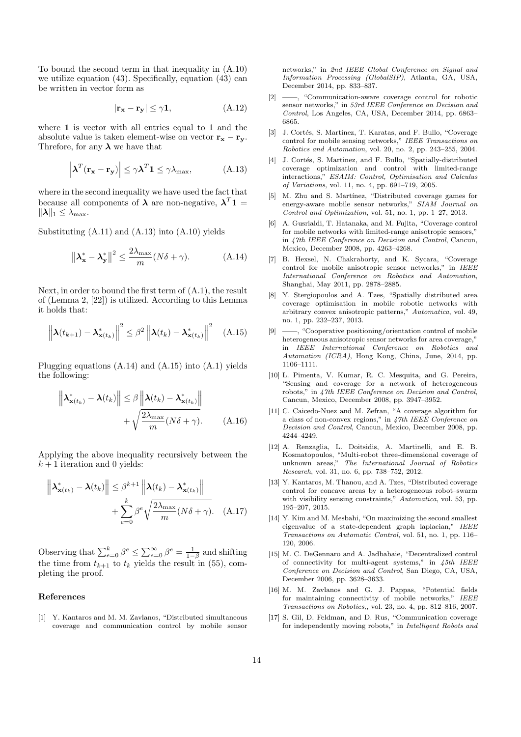To bound the second term in that inequality in (A.10) we utilize equation (43). Specifically, equation (43) can be written in vector form as

$$|\mathbf{r_x} - \mathbf{r_y}| \leq \gamma \mathbf{1}, \tag{A.12}$$

where $\mathbf{1}$ is vector with all entries equal to 1 and the absolute value is taken element-wise on vector $\mathbf{r_x} - \mathbf{r_y}$. Threfore, for any $\boldsymbol{\lambda}$ we have that

$$\left|\boldsymbol{\lambda}^T(\mathbf{r_x} - \mathbf{r_y})\right| \leq \gamma \boldsymbol{\lambda}^T \mathbf{1} \leq \gamma \lambda_{\max}, \tag{A.13}$$

where in the second inequality we have used the fact that because all components of $\boldsymbol{\lambda}$ are non-negative, $\boldsymbol{\lambda}^T\mathbf{1} = \|\boldsymbol{\lambda}\|_1 \leq \lambda_{\max}$.

Substituting (A.11) and (A.13) into (A.10) yields

$$\left\|\boldsymbol{\lambda}^*_{\mathbf{x}} - \boldsymbol{\lambda}^*_{\mathbf{y}}\right\|^2 \leq \frac{2\lambda_{\max}}{m}(N\delta + \gamma). \tag{A.14}$$

Next, in order to bound the first term of (A.1), the result of (Lemma 2, [22]) is utilized. According to this Lemma it holds that:

$$\left\|\boldsymbol{\lambda}(t_{k+1}) - \boldsymbol{\lambda}^*_{\mathbf{x}(t_k)}\right\|^2 \leq \beta^2 \left\|\boldsymbol{\lambda}(t_k) - \boldsymbol{\lambda}^*_{\mathbf{x}(t_k)}\right\|^2 \tag{A.15}$$

Plugging equations (A.14) and (A.15) into (A.1) yields the following:

$$\begin{aligned}\left\|\boldsymbol{\lambda}^*_{\mathbf{x}(t_k)} - \boldsymbol{\lambda}(t_k)\right\| &\leq \beta \left\|\boldsymbol{\lambda}(t_k) - \boldsymbol{\lambda}^*_{\mathbf{x}(t_k)}\right\| \\ &\quad + \sqrt{\frac{2\lambda_{\max}}{m}(N\delta + \gamma)}.\end{aligned} \tag{A.16}$$

Applying the above inequality recursively between the $k+1$ iteration and 0 yields:

$$\begin{aligned}\left\|\boldsymbol{\lambda}^*_{\mathbf{x}(t_k)} - \boldsymbol{\lambda}(t_k)\right\| &\leq \beta^{k+1} \left\|\boldsymbol{\lambda}(t_k) - \boldsymbol{\lambda}^*_{\mathbf{x}(t_k)}\right\| \\ &\quad + \sum_{e=0}^{k} \beta^e \sqrt{\frac{2\lambda_{\max}}{m}(N\delta + \gamma)}.\end{aligned} \tag{A.17}$$

Observing that $\sum_{e=0}^{k} \beta^e \leq \sum_{e=0}^{\infty} \beta^e = \frac{1}{1-\beta}$ and shifting the time from $t_{k+1}$ to $t_k$ yields the result in (55), completing the proof.

### References

[1] Y. Kantaros and M. M. Zavlanos, "Distributed simultaneous coverage and communication control by mobile sensor networks," in *2nd IEEE Global Conference on Signal and Information Processing (GlobalSIP)*, Atlanta, GA, USA, December 2014, pp. 833–837.

[2] ——, "Communication-aware coverage control for robotic sensor networks," in *53rd IEEE Conference on Decision and Control*, Los Angeles, CA, USA, December 2014, pp. 6863–6865.

[3] J. Cortés, S. Martinez, T. Karatas, and F. Bullo, "Coverage control for mobile sensing networks," *IEEE Transactions on Robotics and Automation*, vol. 20, no. 2, pp. 243–255, 2004.

[4] J. Cortés, S. Martinez, and F. Bullo, "Spatially-distributed coverage optimization and control with limited-range interactions," *ESAIM: Control, Optimisation and Calculus of Variations*, vol. 11, no. 4, pp. 691–719, 2005.

[5] M. Zhu and S. Martínez, "Distributed coverage games for energy-aware mobile sensor networks," *SIAM Journal on Control and Optimization*, vol. 51, no. 1, pp. 1–27, 2013.

[6] A. Gusrialdi, T. Hatanaka, and M. Fujita, "Coverage control for mobile networks with limited-range anisotropic sensors," in *47th IEEE Conference on Decision and Control*, Cancun, Mexico, December 2008, pp. 4263–4268.

[7] B. Hexsel, N. Chakraborty, and K. Sycara, "Coverage control for mobile anisotropic sensor networks," in *IEEE International Conference on Robotics and Automation*, Shanghai, May 2011, pp. 2878–2885.

[8] Y. Stergiopoulos and A. Tzes, "Spatially distributed area coverage optimisation in mobile robotic networks with arbitrary convex anisotropic patterns," *Automatica*, vol. 49, no. 1, pp. 232–237, 2013.

[9] ——, "Cooperative positioning/orientation control of mobile heterogeneous anisotropic sensor networks for area coverage," in *IEEE International Conference on Robotics and Automation (ICRA)*, Hong Kong, China, June, 2014, pp. 1106–1111.

[10] L. Pimenta, V. Kumar, R. C. Mesquita, and G. Pereira, "Sensing and coverage for a network of heterogeneous robots," in *47th IEEE Conference on Decision and Control*, Cancun, Mexico, December 2008, pp. 3947–3952.

[11] C. Caicedo-Nuez and M. Zefran, "A coverage algorithm for a class of non-convex regions," in *47th IEEE Conference on Decision and Control*, Cancun, Mexico, December 2008, pp. 4244–4249.

[12] A. Renzaglia, L. Doitsidis, A. Martinelli, and E. B. Kosmatopoulos, "Multi-robot three-dimensional coverage of unknown areas," *The International Journal of Robotics Research*, vol. 31, no. 6, pp. 738–752, 2012.

[13] Y. Kantaros, M. Thanou, and A. Tzes, "Distributed coverage control for concave areas by a heterogeneous robot–swarm with visibility sensing constraints," *Automatica*, vol. 53, pp. 195–207, 2015.

[14] Y. Kim and M. Mesbahi, "On maximizing the second smallest eigenvalue of a state-dependent graph laplacian," *IEEE Transactions on Automatic Control*, vol. 51, no. 1, pp. 116–120, 2006.

[15] M. C. DeGennaro and A. Jadbabaie, "Decentralized control of connectivity for multi-agent systems," in *45th IEEE Conference on Decision and Control*, San Diego, CA, USA, December 2006, pp. 3628–3633.

[16] M. M. Zavlanos and G. J. Pappas, "Potential fields for maintaining connectivity of mobile networks," *IEEE Transactions on Robotics,*, vol. 23, no. 4, pp. 812–816, 2007.

[17] S. Gil, D. Feldman, and D. Rus, "Communication coverage for independently moving robots," in *Intelligent Robots and*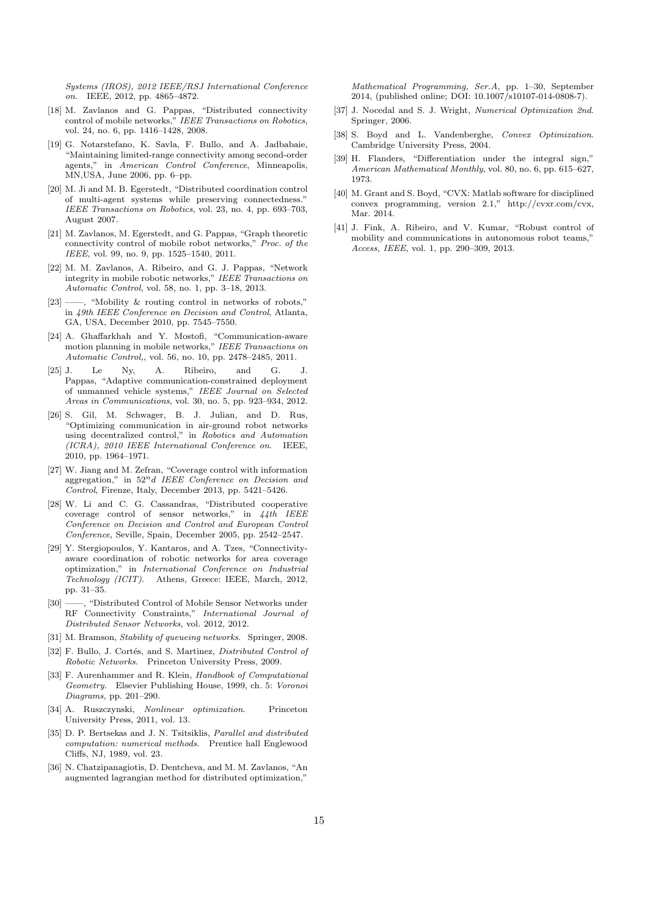*Systems (IROS), 2012 IEEE/RSJ International Conference on*. IEEE, 2012, pp. 4865–4872.

[18] M. Zavlanos and G. Pappas, "Distributed connectivity control of mobile networks," *IEEE Transactions on Robotics*, vol. 24, no. 6, pp. 1416–1428, 2008.

[19] G. Notarstefano, K. Savla, F. Bullo, and A. Jadbabaie, "Maintaining limited-range connectivity among second-order agents," in *American Control Conference*, Minneapolis, MN,USA, June 2006, pp. 6–pp.

[20] M. Ji and M. B. Egerstedt, "Distributed coordination control of multi-agent systems while preserving connectedness." *IEEE Transactions on Robotics*, vol. 23, no. 4, pp. 693–703, August 2007.

[21] M. Zavlanos, M. Egerstedt, and G. Pappas, "Graph theoretic connectivity control of mobile robot networks," *Proc. of the IEEE*, vol. 99, no. 9, pp. 1525–1540, 2011.

[22] M. M. Zavlanos, A. Ribeiro, and G. J. Pappas, "Network integrity in mobile robotic networks," *IEEE Transactions on Automatic Control*, vol. 58, no. 1, pp. 3–18, 2013.

[23] ——, "Mobility & routing control in networks of robots," in *49th IEEE Conference on Decision and Control*, Atlanta, GA, USA, December 2010, pp. 7545–7550.

[24] A. Ghaffarkhah and Y. Mostofi, "Communication-aware motion planning in mobile networks," *IEEE Transactions on Automatic Control,*, vol. 56, no. 10, pp. 2478–2485, 2011.

[25] J. Le Ny, A. Ribeiro, and G. J. Pappas, "Adaptive communication-constrained deployment of unmanned vehicle systems," *IEEE Journal on Selected Areas in Communications*, vol. 30, no. 5, pp. 923–934, 2012.

[26] S. Gil, M. Schwager, B. J. Julian, and D. Rus, "Optimizing communication in air-ground robot networks using decentralized control," in *Robotics and Automation (ICRA), 2010 IEEE International Conference on*. IEEE, 2010, pp. 1964–1971.

[27] W. Jiang and M. Zefran, "Coverage control with information aggregation," in *$52^n d$ IEEE Conference on Decision and Control*, Firenze, Italy, December 2013, pp. 5421–5426.

[28] W. Li and C. G. Cassandras, "Distributed cooperative coverage control of sensor networks," in *44th IEEE Conference on Decision and Control and European Control Conference*, Seville, Spain, December 2005, pp. 2542–2547.

[29] Y. Stergiopoulos, Y. Kantaros, and A. Tzes, "Connectivity-aware coordination of robotic networks for area coverage optimization," in *International Conference on Industrial Technology (ICIT)*. Athens, Greece: IEEE, March, 2012, pp. 31–35.

[30] ——, "Distributed Control of Mobile Sensor Networks under RF Connectivity Constraints," *International Journal of Distributed Sensor Networks*, vol. 2012, 2012.

[31] M. Bramson, *Stability of queueing networks*. Springer, 2008.

[32] F. Bullo, J. Cortés, and S. Martinez, *Distributed Control of Robotic Networks*. Princeton University Press, 2009.

[33] F. Aurenhammer and R. Klein, *Handbook of Computational Geometry*. Elsevier Publishing House, 1999, ch. 5: *Voronoi Diagrams*, pp. 201–290.

[34] A. Ruszczynski, *Nonlinear optimization*. Princeton University Press, 2011, vol. 13.

[35] D. P. Bertsekas and J. N. Tsitsiklis, *Parallel and distributed computation: numerical methods*. Prentice hall Englewood Cliffs, NJ, 1989, vol. 23.

[36] N. Chatzipanagiotis, D. Dentcheva, and M. M. Zavlanos, "An augmented lagrangian method for distributed optimization," *Mathematical Programming, Ser.A*, pp. 1–30, September 2014, (published online; DOI: 10.1007/s10107-014-0808-7).

[37] J. Nocedal and S. J. Wright, *Numerical Optimization 2nd*. Springer, 2006.

[38] S. Boyd and L. Vandenberghe, *Convex Optimization*. Cambridge University Press, 2004.

[39] H. Flanders, "Differentiation under the integral sign," *American Mathematical Monthly*, vol. 80, no. 6, pp. 615–627, 1973.

[40] M. Grant and S. Boyd, "CVX: Matlab software for disciplined convex programming, version 2.1," http://cvxr.com/cvx, Mar. 2014.

[41] J. Fink, A. Ribeiro, and V. Kumar, "Robust control of mobility and communications in autonomous robot teams," *Access, IEEE*, vol. 1, pp. 290–309, 2013.